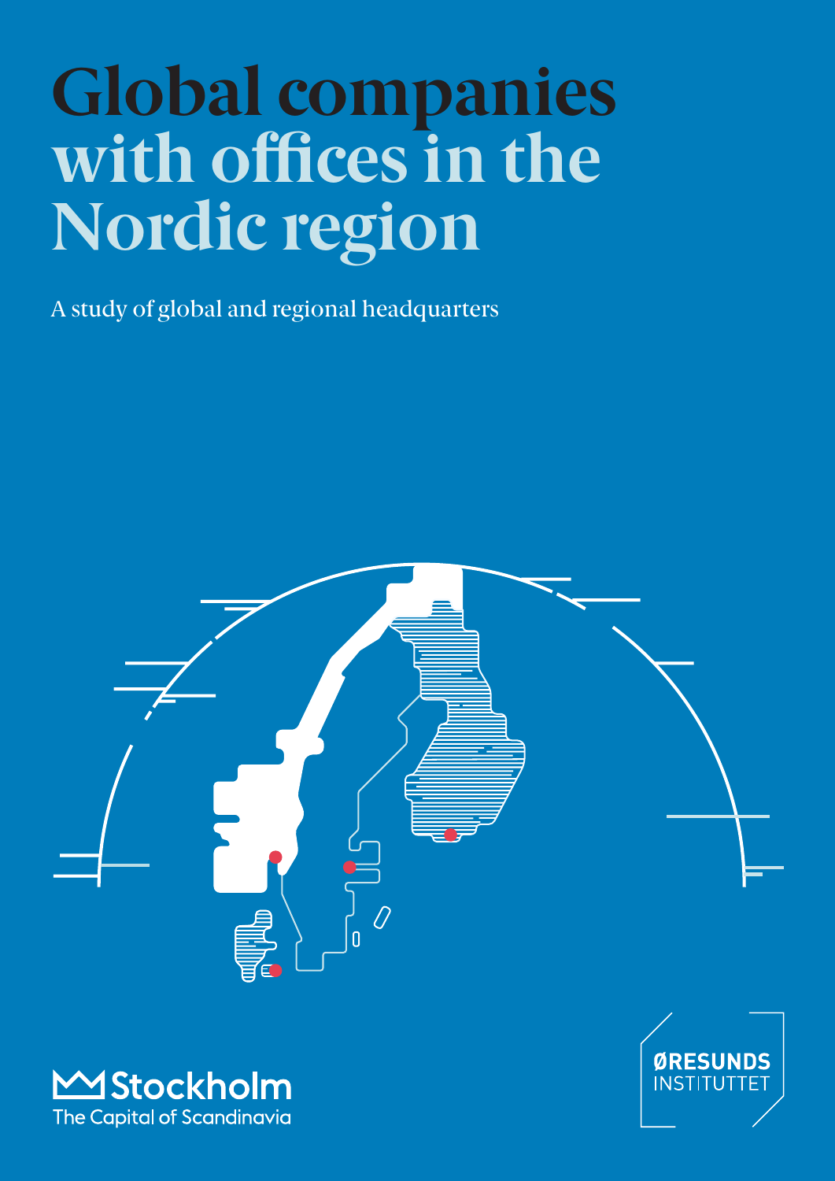# Global companies with offices in the Nordic region

A study of global and regional headquarters

Stockholm
The Capital of Scandinavia

ØRESUNDS INSTITUTTET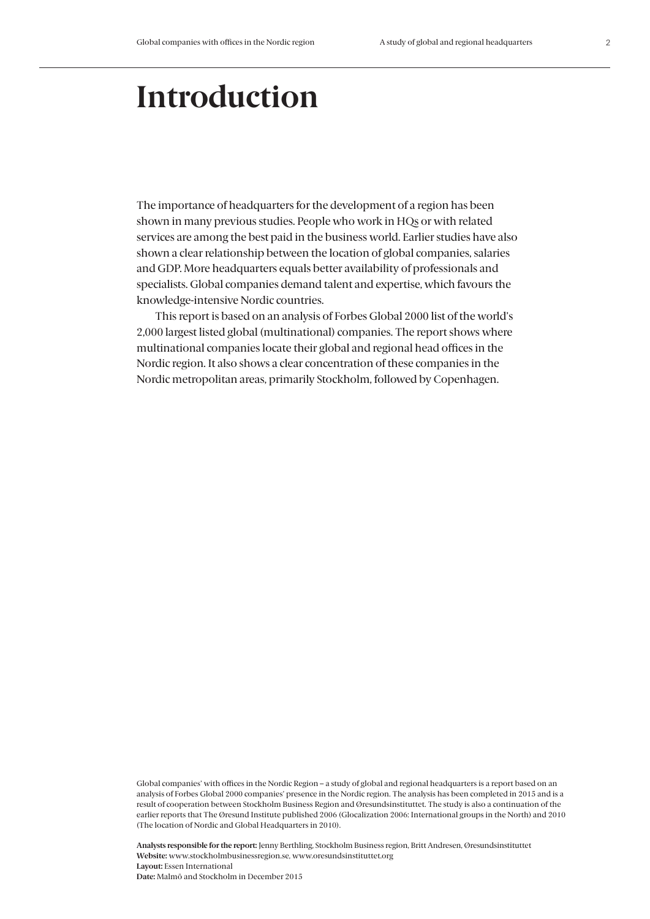# Introduction

The importance of headquarters for the development of a region has been shown in many previous studies. People who work in HQs or with related services are among the best paid in the business world. Earlier studies have also shown a clear relationship between the location of global companies, salaries and GDP. More headquarters equals better availability of professionals and specialists. Global companies demand talent and expertise, which favours the knowledge-intensive Nordic countries.

This report is based on an analysis of Forbes Global 2000 list of the world's 2,000 largest listed global (multinational) companies. The report shows where multinational companies locate their global and regional head offices in the Nordic region. It also shows a clear concentration of these companies in the Nordic metropolitan areas, primarily Stockholm, followed by Copenhagen.

Global companies' with offices in the Nordic Region – a study of global and regional headquarters is a report based on an analysis of Forbes Global 2000 companies' presence in the Nordic region. The analysis has been completed in 2015 and is a result of cooperation between Stockholm Business Region and Øresundsinstituttet. The study is also a continuation of the earlier reports that The Øresund Institute published 2006 (Glocalization 2006: International groups in the North) and 2010 (The location of Nordic and Global Headquarters in 2010).

**Analysts responsible for the report:** Jenny Berthling, Stockholm Business region, Britt Andresen, Øresundsinstituttet
**Website:** www.stockholmbusinessregion.se, www.oresundsinstituttet.org
**Layout:** Essen International
**Date:** Malmö and Stockholm in December 2015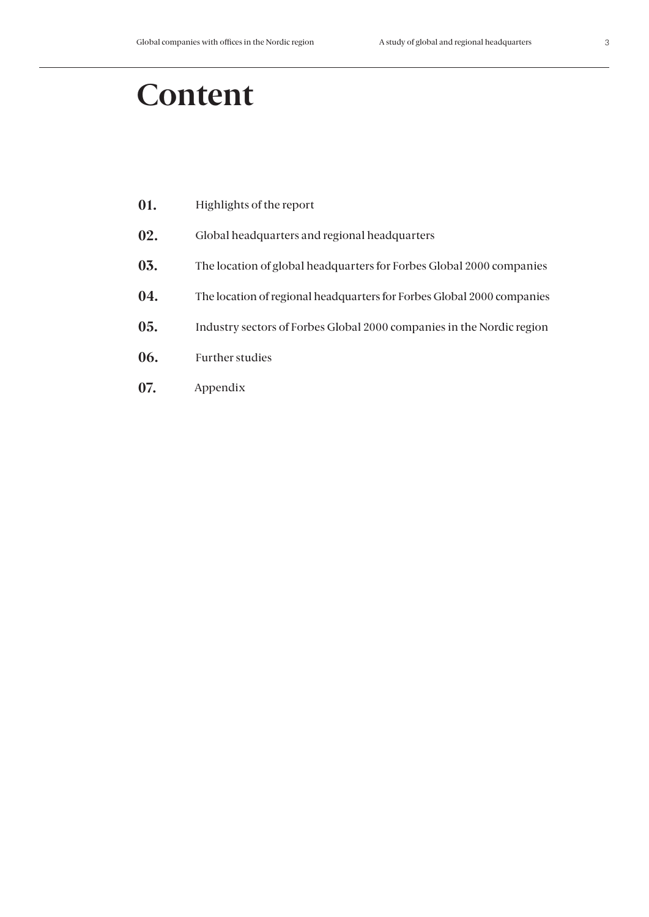# Content

**01.** Highlights of the report

**02.** Global headquarters and regional headquarters

**03.** The location of global headquarters for Forbes Global 2000 companies

**04.** The location of regional headquarters for Forbes Global 2000 companies

**05.** Industry sectors of Forbes Global 2000 companies in the Nordic region

**06.** Further studies

**07.** Appendix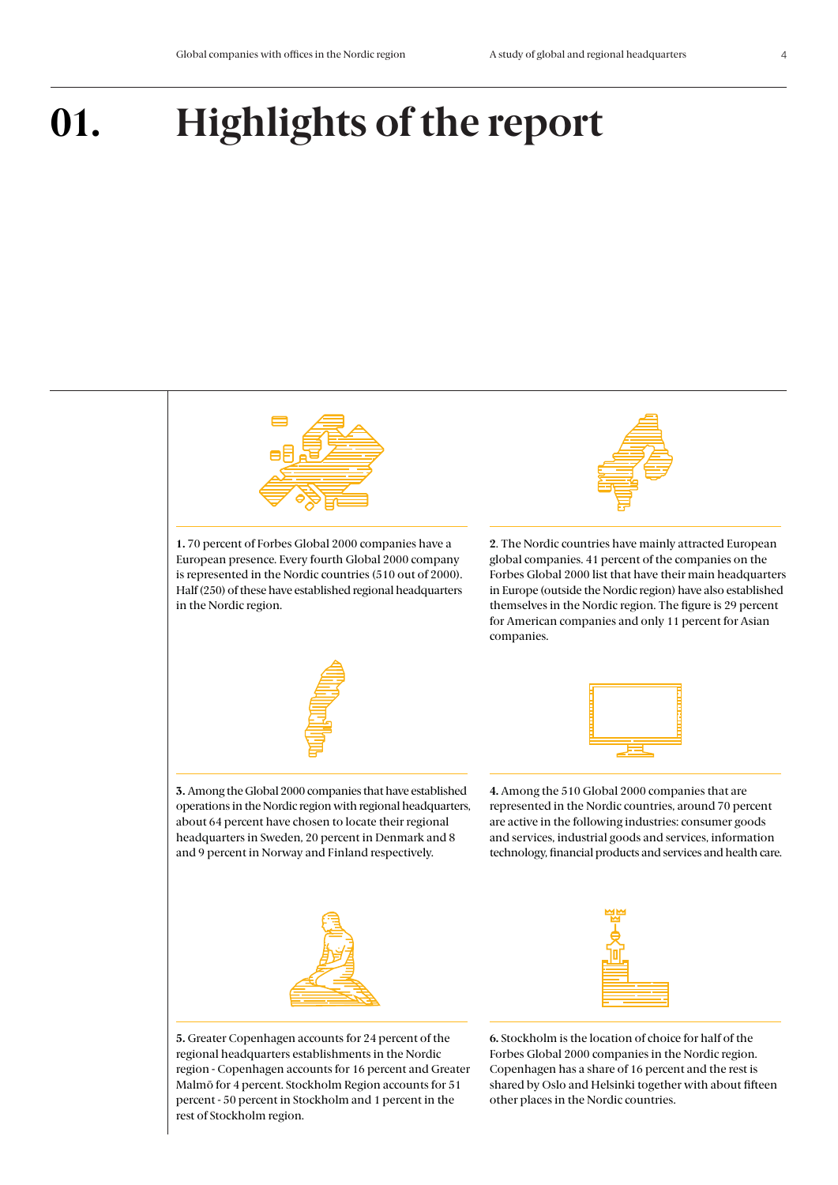# 01. Highlights of the report

**1.** 70 percent of Forbes Global 2000 companies have a European presence. Every fourth Global 2000 company is represented in the Nordic countries (510 out of 2000). Half (250) of these have established regional headquarters in the Nordic region.

**2.** The Nordic countries have mainly attracted European global companies. 41 percent of the companies on the Forbes Global 2000 list that have their main headquarters in Europe (outside the Nordic region) have also established themselves in the Nordic region. The figure is 29 percent for American companies and only 11 percent for Asian companies.

**3.** Among the Global 2000 companies that have established operations in the Nordic region with regional headquarters, about 64 percent have chosen to locate their regional headquarters in Sweden, 20 percent in Denmark and 8 and 9 percent in Norway and Finland respectively.

**4.** Among the 510 Global 2000 companies that are represented in the Nordic countries, around 70 percent are active in the following industries: consumer goods and services, industrial goods and services, information technology, financial products and services and health care.

**5.** Greater Copenhagen accounts for 24 percent of the regional headquarters establishments in the Nordic region - Copenhagen accounts for 16 percent and Greater Malmö for 4 percent. Stockholm Region accounts for 51 percent - 50 percent in Stockholm and 1 percent in the rest of Stockholm region.

**6.** Stockholm is the location of choice for half of the Forbes Global 2000 companies in the Nordic region. Copenhagen has a share of 16 percent and the rest is shared by Oslo and Helsinki together with about fifteen other places in the Nordic countries.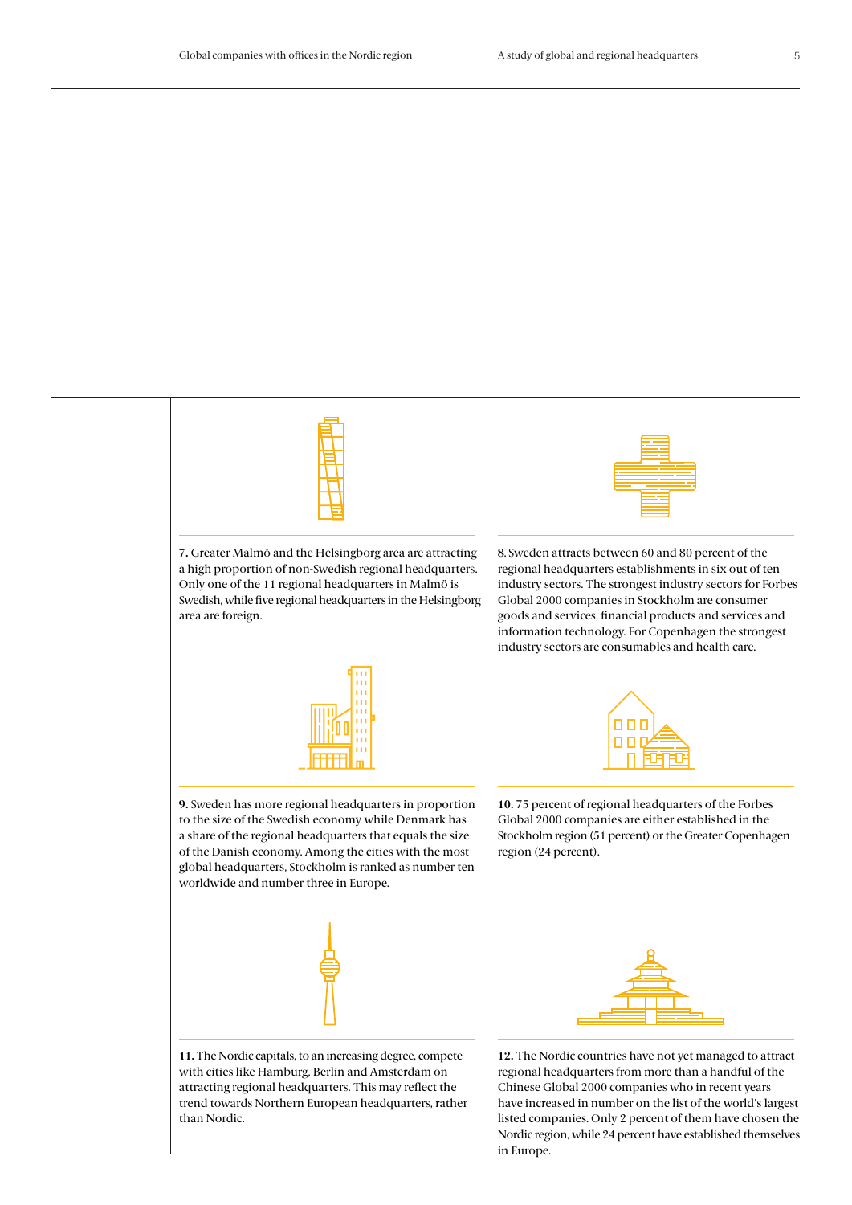**7.** Greater Malmö and the Helsingborg area are attracting a high proportion of non-Swedish regional headquarters. Only one of the 11 regional headquarters in Malmö is Swedish, while five regional headquarters in the Helsingborg area are foreign.

**8.** Sweden attracts between 60 and 80 percent of the regional headquarters establishments in six out of ten industry sectors. The strongest industry sectors for Forbes Global 2000 companies in Stockholm are consumer goods and services, financial products and services and information technology. For Copenhagen the strongest industry sectors are consumables and health care.

**9.** Sweden has more regional headquarters in proportion to the size of the Swedish economy while Denmark has a share of the regional headquarters that equals the size of the Danish economy. Among the cities with the most global headquarters, Stockholm is ranked as number ten worldwide and number three in Europe.

**10.** 75 percent of regional headquarters of the Forbes Global 2000 companies are either established in the Stockholm region (51 percent) or the Greater Copenhagen region (24 percent).

**11.** The Nordic capitals, to an increasing degree, compete with cities like Hamburg, Berlin and Amsterdam on attracting regional headquarters. This may reflect the trend towards Northern European headquarters, rather than Nordic.

**12.** The Nordic countries have not yet managed to attract regional headquarters from more than a handful of the Chinese Global 2000 companies who in recent years have increased in number on the list of the world's largest listed companies. Only 2 percent of them have chosen the Nordic region, while 24 percent have established themselves in Europe.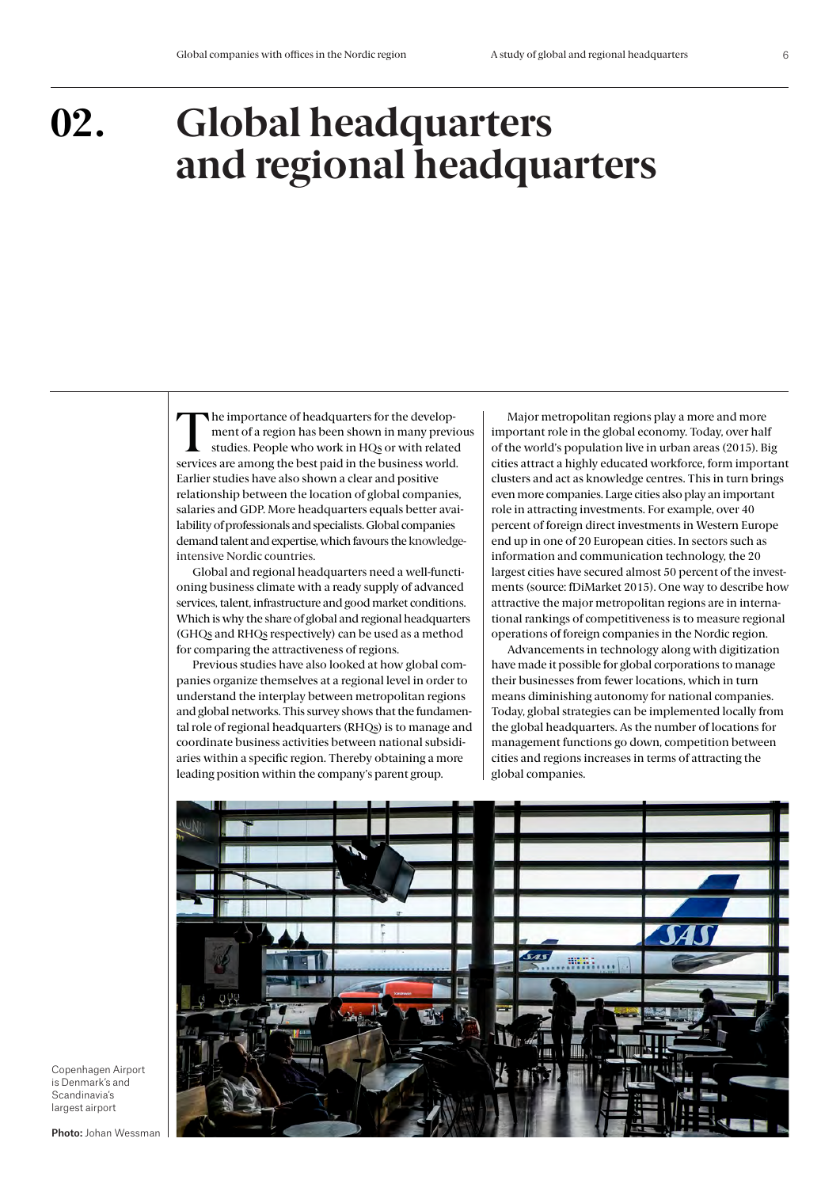# 02. Global headquarters and regional headquarters

The importance of headquarters for the development of a region has been shown in many previous studies. People who work in HQs or with related services are among the best paid in the business world. Earlier studies have also shown a clear and positive relationship between the location of global companies, salaries and GDP. More headquarters equals better availability of professionals and specialists. Global companies demand talent and expertise, which favours the knowledge-intensive Nordic countries.

Global and regional headquarters need a well-functioning business climate with a ready supply of advanced services, talent, infrastructure and good market conditions. Which is why the share of global and regional headquarters (GHQs and RHQs respectively) can be used as a method for comparing the attractiveness of regions.

Previous studies have also looked at how global companies organize themselves at a regional level in order to understand the interplay between metropolitan regions and global networks. This survey shows that the fundamental role of regional headquarters (RHQs) is to manage and coordinate business activities between national subsidiaries within a specific region. Thereby obtaining a more leading position within the company's parent group.

Major metropolitan regions play a more and more important role in the global economy. Today, over half of the world's population live in urban areas (2015). Big cities attract a highly educated workforce, form important clusters and act as knowledge centres. This in turn brings even more companies. Large cities also play an important role in attracting investments. For example, over 40 percent of foreign direct investments in Western Europe end up in one of 20 European cities. In sectors such as information and communication technology, the 20 largest cities have secured almost 50 percent of the investments (source: fDiMarket 2015). One way to describe how attractive the major metropolitan regions are in international rankings of competitiveness is to measure regional operations of foreign companies in the Nordic region.

Advancements in technology along with digitization have made it possible for global corporations to manage their businesses from fewer locations, which in turn means diminishing autonomy for national companies. Today, global strategies can be implemented locally from the global headquarters. As the number of locations for management functions go down, competition between cities and regions increases in terms of attracting the global companies.

Copenhagen Airport is Denmark's and Scandinavia's largest airport

**Photo:** Johan Wessman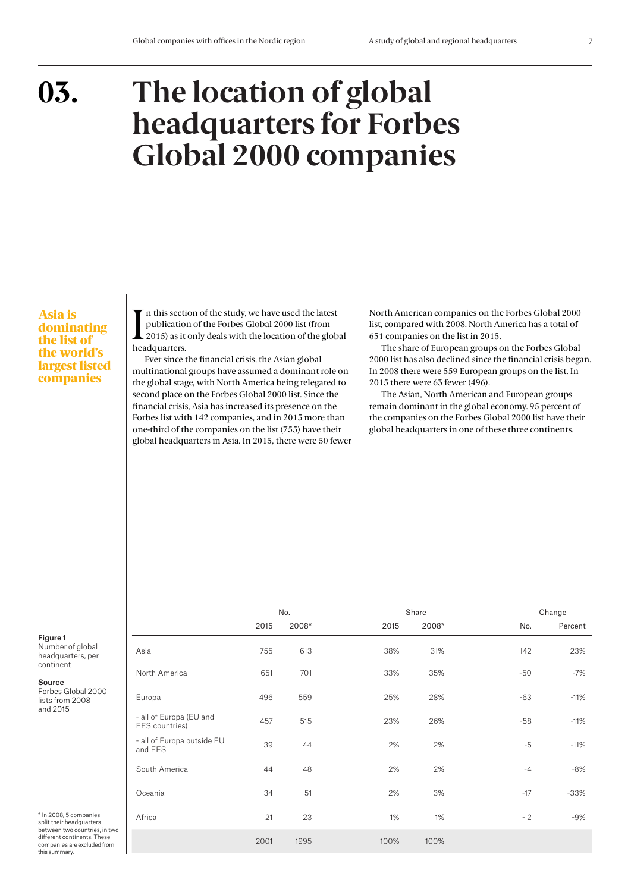# 03. The location of global headquarters for Forbes Global 2000 companies

**Asia is dominating the list of the world's largest listed companies**

In this section of the study, we have used the latest publication of the Forbes Global 2000 list (from 2015) as it only deals with the location of the global headquarters.

Ever since the financial crisis, the Asian global multinational groups have assumed a dominant role on the global stage, with North America being relegated to second place on the Forbes Global 2000 list. Since the financial crisis, Asia has increased its presence on the Forbes list with 142 companies, and in 2015 more than one-third of the companies on the list (755) have their global headquarters in Asia. In 2015, there were 50 fewer North American companies on the Forbes Global 2000 list, compared with 2008. North America has a total of 651 companies on the list in 2015.

The share of European groups on the Forbes Global 2000 list has also declined since the financial crisis began. In 2008 there were 559 European groups on the list. In 2015 there were 63 fewer (496).

The Asian, North American and European groups remain dominant in the global economy. 95 percent of the companies on the Forbes Global 2000 list have their global headquarters in one of these three continents.

**Figure 1**
Number of global headquarters, per continent

**Source**
Forbes Global 2000 lists from 2008 and 2015

| | No. | | Share | | Change | |
|---|---|---|---|---|---|---|
| | 2015 | 2008* | 2015 | 2008* | No. | Percent |
| Asia | 755 | 613 | 38% | 31% | 142 | 23% |
| North America | 651 | 701 | 33% | 35% | -50 | -7% |
| Europa | 496 | 559 | 25% | 28% | -63 | -11% |
| - all of Europa (EU and EES countries) | 457 | 515 | 23% | 26% | -58 | -11% |
| - all of Europa outside EU and EES | 39 | 44 | 2% | 2% | -5 | -11% |
| South America | 44 | 48 | 2% | 2% | -4 | -8% |
| Oceania | 34 | 51 | 2% | 3% | -17 | -33% |
| Africa | 21 | 23 | 1% | 1% | - 2 | -9% |
| | 2001 | 1995 | 100% | 100% | | |

* In 2008, 5 companies split their headquarters between two countries, in two different continents. These companies are excluded from this summary.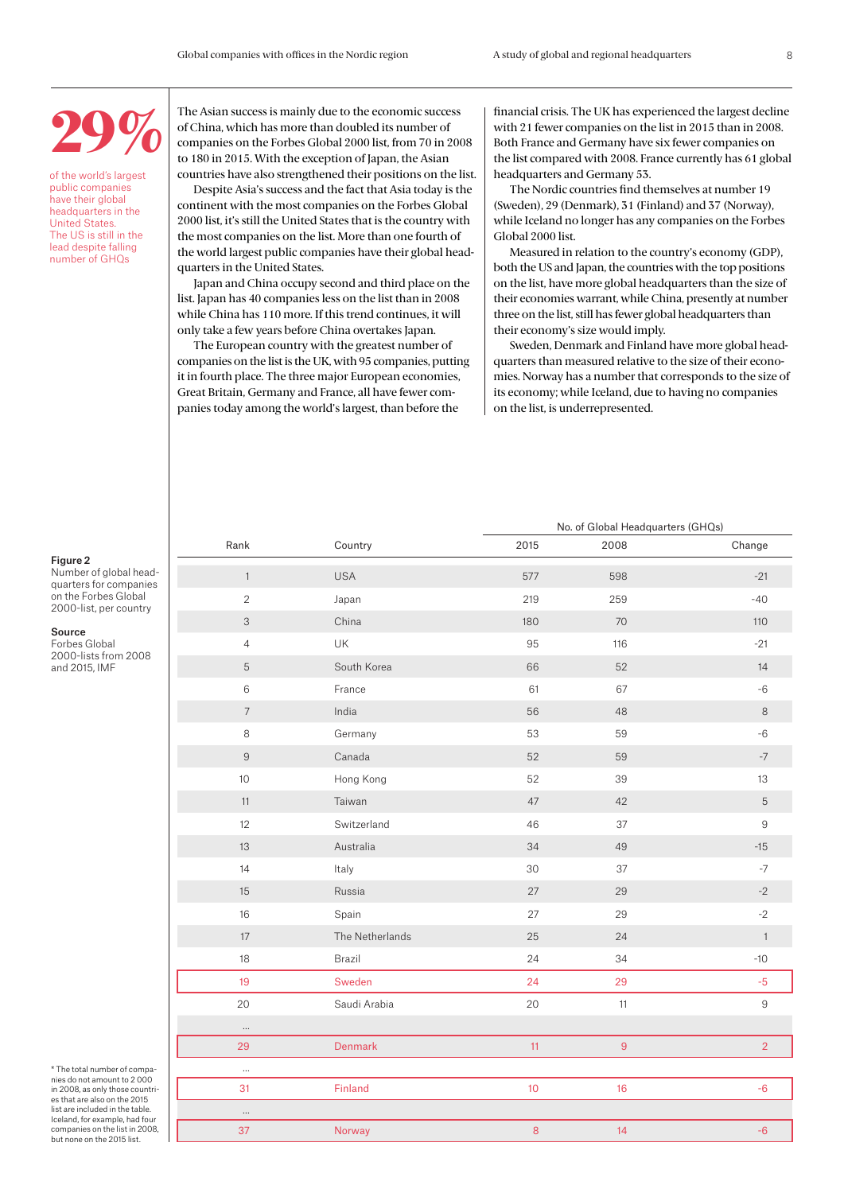**29%**

of the world's largest public companies have their global headquarters in the United States. The US is still in the lead despite falling number of GHQs

The Asian success is mainly due to the economic success of China, which has more than doubled its number of companies on the Forbes Global 2000 list, from 70 in 2008 to 180 in 2015. With the exception of Japan, the Asian countries have also strengthened their positions on the list.

Despite Asia's success and the fact that Asia today is the continent with the most companies on the Forbes Global 2000 list, it's still the United States that is the country with the most companies on the list. More than one fourth of the world largest public companies have their global headquarters in the United States.

Japan and China occupy second and third place on the list. Japan has 40 companies less on the list than in 2008 while China has 110 more. If this trend continues, it will only take a few years before China overtakes Japan.

The European country with the greatest number of companies on the list is the UK, with 95 companies, putting it in fourth place. The three major European economies, Great Britain, Germany and France, all have fewer companies today among the world's largest, than before the financial crisis. The UK has experienced the largest decline with 21 fewer companies on the list in 2015 than in 2008. Both France and Germany have six fewer companies on the list compared with 2008. France currently has 61 global headquarters and Germany 53.

The Nordic countries find themselves at number 19 (Sweden), 29 (Denmark), 31 (Finland) and 37 (Norway), while Iceland no longer has any companies on the Forbes Global 2000 list.

Measured in relation to the country's economy (GDP), both the US and Japan, the countries with the top positions on the list, have more global headquarters than the size of their economies warrant, while China, presently at number three on the list, still has fewer global headquarters than their economy's size would imply.

Sweden, Denmark and Finland have more global headquarters than measured relative to the size of their economies. Norway has a number that corresponds to the size of its economy; while Iceland, due to having no companies on the list, is underrepresented.

**Figure 2**
Number of global headquarters for companies on the Forbes Global 2000-list, per country

**Source**
Forbes Global 2000-lists from 2008 and 2015, IMF

| Rank | Country | No. of Global Headquarters (GHQs) 2015 | 2008 | Change |
|---|---|---|---|---|
| 1 | USA | 577 | 598 | -21 |
| 2 | Japan | 219 | 259 | -40 |
| 3 | China | 180 | 70 | 110 |
| 4 | UK | 95 | 116 | -21 |
| 5 | South Korea | 66 | 52 | 14 |
| 6 | France | 61 | 67 | -6 |
| 7 | India | 56 | 48 | 8 |
| 8 | Germany | 53 | 59 | -6 |
| 9 | Canada | 52 | 59 | -7 |
| 10 | Hong Kong | 52 | 39 | 13 |
| 11 | Taiwan | 47 | 42 | 5 |
| 12 | Switzerland | 46 | 37 | 9 |
| 13 | Australia | 34 | 49 | -15 |
| 14 | Italy | 30 | 37 | -7 |
| 15 | Russia | 27 | 29 | -2 |
| 16 | Spain | 27 | 29 | -2 |
| 17 | The Netherlands | 25 | 24 | 1 |
| 18 | Brazil | 24 | 34 | -10 |
| 19 | Sweden | 24 | 29 | -5 |
| 20 | Saudi Arabia | 20 | 11 | 9 |
| ... | | | | |
| 29 | Denmark | 11 | 9 | 2 |
| ... | | | | |
| 31 | Finland | 10 | 16 | -6 |
| ... | | | | |
| 37 | Norway | 8 | 14 | -6 |

\* The total number of companies do not amount to 2 000 in 2008, as only those countries that are also on the 2015 list are included in the table. Iceland, for example, had four companies on the list in 2008, but none on the 2015 list.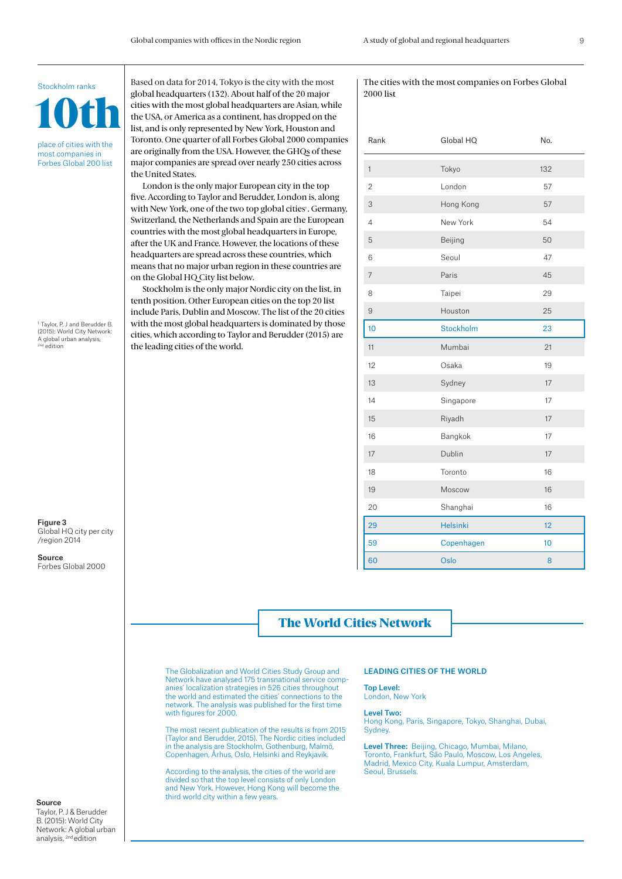Stockholm ranks

**10th**

place of cities with the most companies in Forbes Global 200 list

Based on data for 2014, Tokyo is the city with the most global headquarters (132). About half of the 20 major cities with the most global headquarters are Asian, while the USA, or America as a continent, has dropped on the list, and is only represented by New York, Houston and Toronto. One quarter of all Forbes Global 2000 companies are originally from the USA. However, the GHQs of these major companies are spread over nearly 250 cities across the United States.

London is the only major European city in the top five. According to Taylor and Berudder, London is, along with New York, one of the two top global cities[1]. Germany, Switzerland, the Netherlands and Spain are the European countries with the most global headquarters in Europe, after the UK and France. However, the locations of these headquarters are spread across these countries, which means that no major urban region in these countries are on the Global HQ City list below.

Stockholm is the only major Nordic city on the list, in tenth position. Other European cities on the top 20 list include Paris, Dublin and Moscow. The list of the 20 cities with the most global headquarters is dominated by those cities, which according to Taylor and Berudder (2015) are the leading cities of the world.

[1] Taylor, P. J and Berudder B. (2015): World City Network: A global urban analysis, 2nd edition

The cities with the most companies on Forbes Global 2000 list

| Rank | Global HQ | No. |
|---|---|---|
| 1 | Tokyo | 132 |
| 2 | London | 57 |
| 3 | Hong Kong | 57 |
| 4 | New York | 54 |
| 5 | Beijing | 50 |
| 6 | Seoul | 47 |
| 7 | Paris | 45 |
| 8 | Taipei | 29 |
| 9 | Houston | 25 |
| 10 | Stockholm | 23 |
| 11 | Mumbai | 21 |
| 12 | Osaka | 19 |
| 13 | Sydney | 17 |
| 14 | Singapore | 17 |
| 15 | Riyadh | 17 |
| 16 | Bangkok | 17 |
| 17 | Dublin | 17 |
| 18 | Toronto | 16 |
| 19 | Moscow | 16 |
| 20 | Shanghai | 16 |
| 29 | Helsinki | 12 |
| 59 | Copenhagen | 10 |
| 60 | Oslo | 8 |

**Figure 3**
Global HQ city per city /region 2014

**Source**
Forbes Global 2000

## The World Cities Network

The Globalization and World Cities Study Group and Network have analysed 175 transnational service companies' localization strategies in 526 cities throughout the world and estimated the cities' connections to the network. The analysis was published for the first time with figures for 2000.

The most recent publication of the results is from 2015 (Taylor and Berudder, 2015). The Nordic cities included in the analysis are Stockholm, Gothenburg, Malmö, Copenhagen, Århus, Oslo, Helsinki and Reykjavik.

According to the analysis, the cities of the world are divided so that the top level consists of only London and New York. However, Hong Kong will become the third world city within a few years.

**LEADING CITIES OF THE WORLD**

**Top Level:**
London, New York

**Level Two:**
Hong Kong, Paris, Singapore, Tokyo, Shanghai, Dubai, Sydney.

**Level Three:** Beijing, Chicago, Mumbai, Milano, Toronto, Frankfurt, São Paulo, Moscow, Los Angeles, Madrid, Mexico City, Kuala Lumpur, Amsterdam, Seoul, Brussels.

**Source**
Taylor, P. J & Berudder B. (2015): World City Network: A global urban analysis, 2nd edition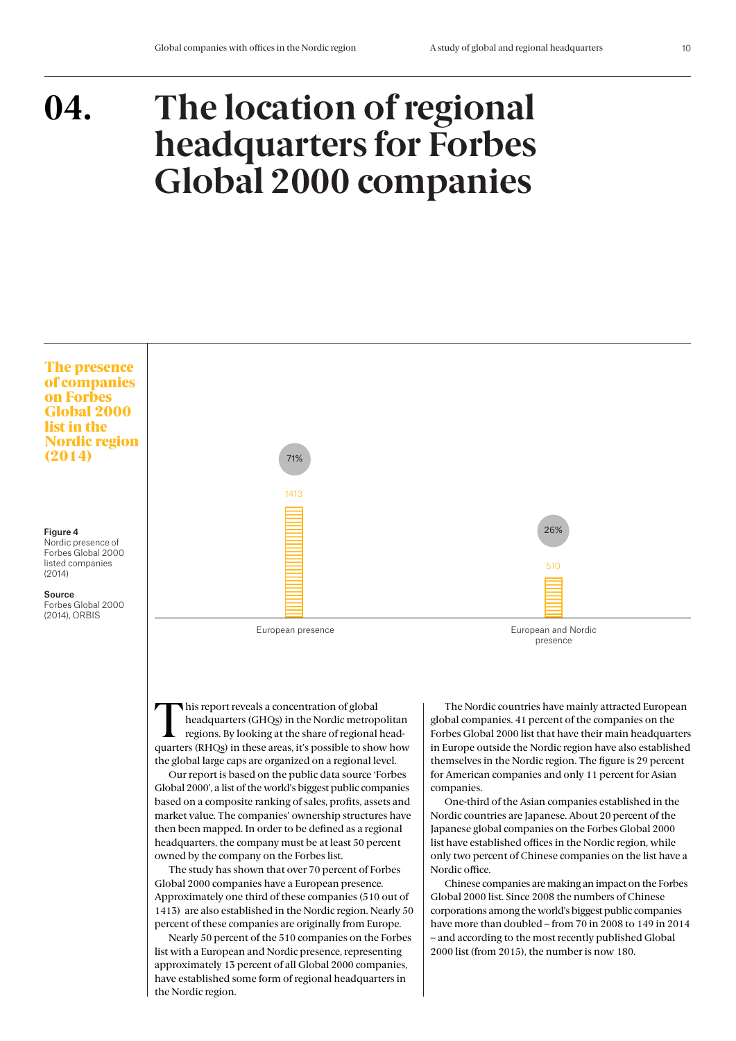# 04. The location of regional headquarters for Forbes Global 2000 companies

**The presence of companies on Forbes Global 2000 list in the Nordic region (2014)**

| | European presence | European and Nordic presence |
|---|---|---|
| Number of companies | 1413 | 510 |
| Share | 71% | 26% |

**Figure 4**
Nordic presence of Forbes Global 2000 listed companies (2014)

**Source**
Forbes Global 2000 (2014), ORBIS

This report reveals a concentration of global headquarters (GHQs) in the Nordic metropolitan regions. By looking at the share of regional headquarters (RHQs) in these areas, it's possible to show how the global large caps are organized on a regional level.

Our report is based on the public data source 'Forbes Global 2000', a list of the world's biggest public companies based on a composite ranking of sales, profits, assets and market value. The companies' ownership structures have then been mapped. In order to be defined as a regional headquarters, the company must be at least 50 percent owned by the company on the Forbes list.

The study has shown that over 70 percent of Forbes Global 2000 companies have a European presence. Approximately one third of these companies (510 out of 1413) are also established in the Nordic region. Nearly 50 percent of these companies are originally from Europe.

Nearly 50 percent of the 510 companies on the Forbes list with a European and Nordic presence, representing approximately 13 percent of all Global 2000 companies, have established some form of regional headquarters in the Nordic region.

The Nordic countries have mainly attracted European global companies. 41 percent of the companies on the Forbes Global 2000 list that have their main headquarters in Europe outside the Nordic region have also established themselves in the Nordic region. The figure is 29 percent for American companies and only 11 percent for Asian companies.

One-third of the Asian companies established in the Nordic countries are Japanese. About 20 percent of the Japanese global companies on the Forbes Global 2000 list have established offices in the Nordic region, while only two percent of Chinese companies on the list have a Nordic office.

Chinese companies are making an impact on the Forbes Global 2000 list. Since 2008 the numbers of Chinese corporations among the world's biggest public companies have more than doubled – from 70 in 2008 to 149 in 2014 – and according to the most recently published Global 2000 list (from 2015), the number is now 180.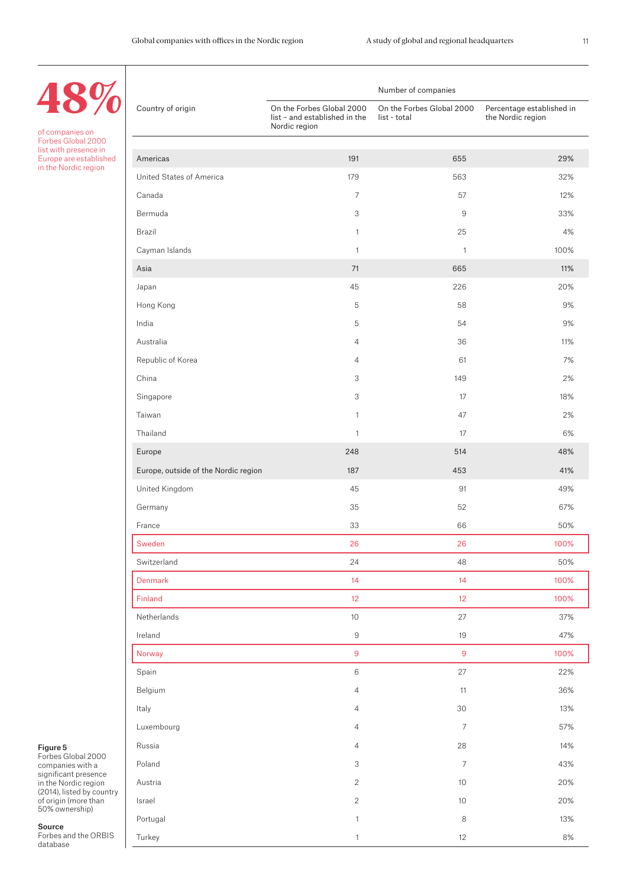**48%**

of companies on Forbes Global 2000 list with presence in Europe are established in the Nordic region

| Country of origin | Number of companies | | |
|---|---|---|---|
| | On the Forbes Global 2000 list – and established in the Nordic region | On the Forbes Global 2000 list - total | Percentage established in the Nordic region |
| Americas | 191 | 655 | 29% |
| United States of America | 179 | 563 | 32% |
| Canada | 7 | 57 | 12% |
| Bermuda | 3 | 9 | 33% |
| Brazil | 1 | 25 | 4% |
| Cayman Islands | 1 | 1 | 100% |
| Asia | 71 | 665 | 11% |
| Japan | 45 | 226 | 20% |
| Hong Kong | 5 | 58 | 9% |
| India | 5 | 54 | 9% |
| Australia | 4 | 36 | 11% |
| Republic of Korea | 4 | 61 | 7% |
| China | 3 | 149 | 2% |
| Singapore | 3 | 17 | 18% |
| Taiwan | 1 | 47 | 2% |
| Thailand | 1 | 17 | 6% |
| Europe | 248 | 514 | 48% |
| Europe, outside of the Nordic region | 187 | 453 | 41% |
| United Kingdom | 45 | 91 | 49% |
| Germany | 35 | 52 | 67% |
| France | 33 | 66 | 50% |
| Sweden | 26 | 26 | 100% |
| Switzerland | 24 | 48 | 50% |
| Denmark | 14 | 14 | 100% |
| Finland | 12 | 12 | 100% |
| Netherlands | 10 | 27 | 37% |
| Ireland | 9 | 19 | 47% |
| Norway | 9 | 9 | 100% |
| Spain | 6 | 27 | 22% |
| Belgium | 4 | 11 | 36% |
| Italy | 4 | 30 | 13% |
| Luxembourg | 4 | 7 | 57% |
| Russia | 4 | 28 | 14% |
| Poland | 3 | 7 | 43% |
| Austria | 2 | 10 | 20% |
| Israel | 2 | 10 | 20% |
| Portugal | 1 | 8 | 13% |
| Turkey | 1 | 12 | 8% |

**Figure 5**
Forbes Global 2000 companies with a significant presence in the Nordic region (2014), listed by country of origin (more than 50% ownership)

**Source**
Forbes and the ORBIS database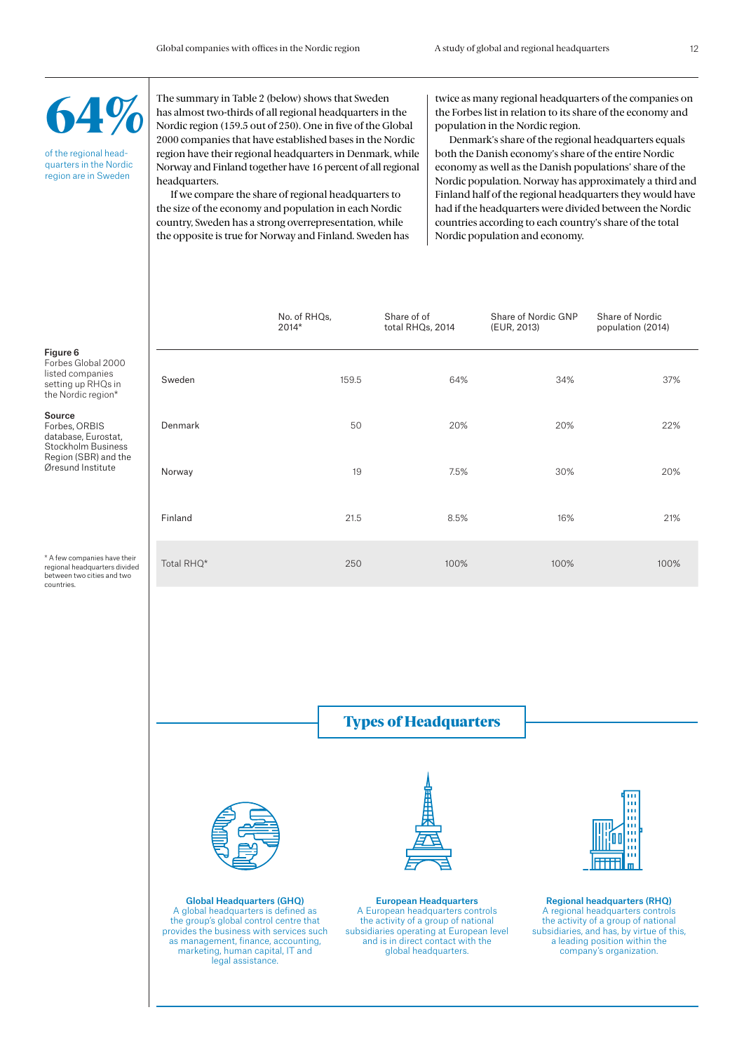**64%**

of the regional headquarters in the Nordic region are in Sweden

The summary in Table 2 (below) shows that Sweden has almost two-thirds of all regional headquarters in the Nordic region (159.5 out of 250). One in five of the Global 2000 companies that have established bases in the Nordic region have their regional headquarters in Denmark, while Norway and Finland together have 16 percent of all regional headquarters.

If we compare the share of regional headquarters to the size of the economy and population in each Nordic country, Sweden has a strong overrepresentation, while the opposite is true for Norway and Finland. Sweden has twice as many regional headquarters of the companies on the Forbes list in relation to its share of the economy and population in the Nordic region.

Denmark's share of the regional headquarters equals both the Danish economy's share of the entire Nordic economy as well as the Danish populations' share of the Nordic population. Norway has approximately a third and Finland half of the regional headquarters they would have had if the headquarters were divided between the Nordic countries according to each country's share of the total Nordic population and economy.

**Figure 6**
Forbes Global 2000 listed companies setting up RHQs in the Nordic region*

**Source**
Forbes, ORBIS database, Eurostat, Stockholm Business Region (SBR) and the Øresund Institute

| | No. of RHQs, 2014* | Share of of total RHQs, 2014 | Share of Nordic GNP (EUR, 2013) | Share of Nordic population (2014) |
|---|---|---|---|---|
| Sweden | 159.5 | 64% | 34% | 37% |
| Denmark | 50 | 20% | 20% | 22% |
| Norway | 19 | 7.5% | 30% | 20% |
| Finland | 21.5 | 8.5% | 16% | 21% |
| Total RHQ* | 250 | 100% | 100% | 100% |

* A few companies have their regional headquarters divided between two cities and two countries.

## Types of Headquarters

**Global Headquarters (GHQ)**
A global headquarters is defined as the group's global control centre that provides the business with services such as management, finance, accounting, marketing, human capital, IT and legal assistance.

**European Headquarters**
A European headquarters controls the activity of a group of national subsidiaries operating at European level and is in direct contact with the global headquarters.

**Regional headquarters (RHQ)**
A regional headquarters controls the activity of a group of national subsidiaries, and has, by virtue of this, a leading position within the company's organization.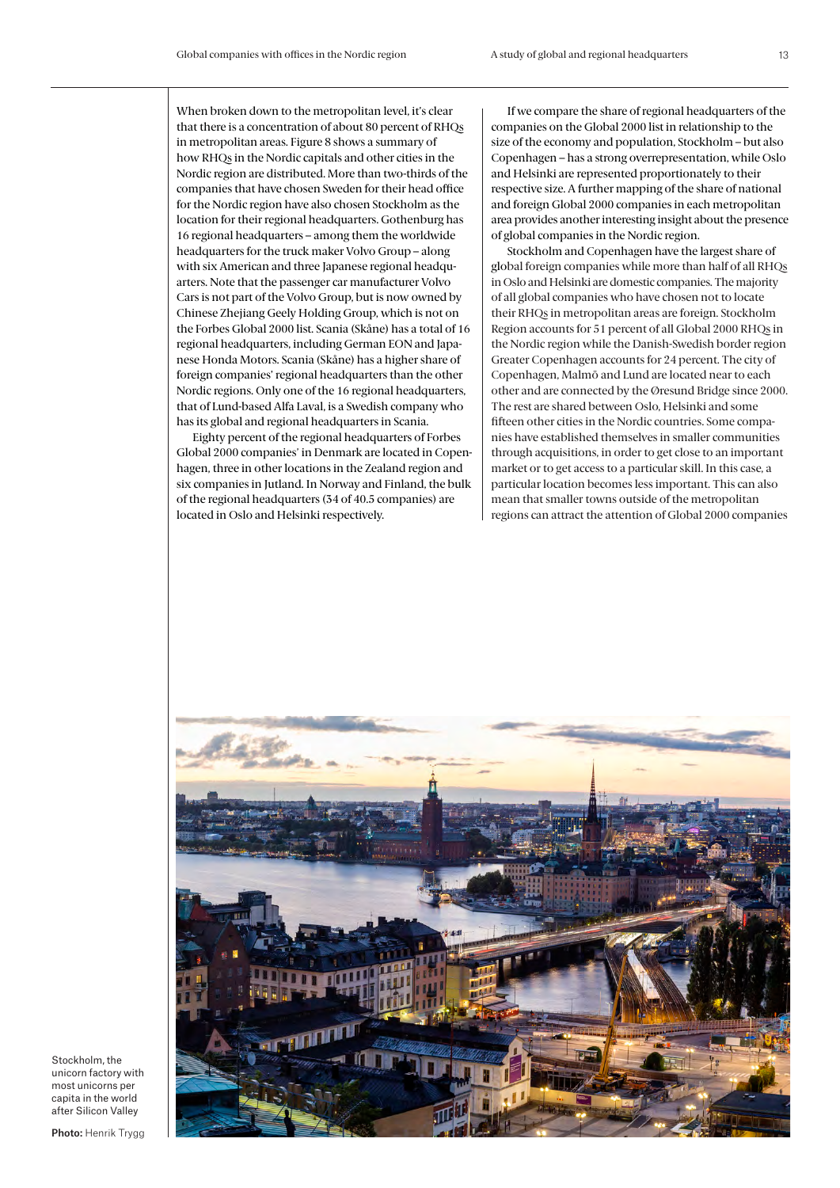When broken down to the metropolitan level, it's clear that there is a concentration of about 80 percent of RHQs in metropolitan areas. Figure 8 shows a summary of how RHQs in the Nordic capitals and other cities in the Nordic region are distributed. More than two-thirds of the companies that have chosen Sweden for their head office for the Nordic region have also chosen Stockholm as the location for their regional headquarters. Gothenburg has 16 regional headquarters – among them the worldwide headquarters for the truck maker Volvo Group – along with six American and three Japanese regional headquarters. Note that the passenger car manufacturer Volvo Cars is not part of the Volvo Group, but is now owned by Chinese Zhejiang Geely Holding Group, which is not on the Forbes Global 2000 list. Scania (Skåne) has a total of 16 regional headquarters, including German EON and Japanese Honda Motors. Scania (Skåne) has a higher share of foreign companies' regional headquarters than the other Nordic regions. Only one of the 16 regional headquarters, that of Lund-based Alfa Laval, is a Swedish company who has its global and regional headquarters in Scania.

Eighty percent of the regional headquarters of Forbes Global 2000 companies' in Denmark are located in Copenhagen, three in other locations in the Zealand region and six companies in Jutland. In Norway and Finland, the bulk of the regional headquarters (34 of 40.5 companies) are located in Oslo and Helsinki respectively.

If we compare the share of regional headquarters of the companies on the Global 2000 list in relationship to the size of the economy and population, Stockholm – but also Copenhagen – has a strong overrepresentation, while Oslo and Helsinki are represented proportionately to their respective size. A further mapping of the share of national and foreign Global 2000 companies in each metropolitan area provides another interesting insight about the presence of global companies in the Nordic region.

Stockholm and Copenhagen have the largest share of global foreign companies while more than half of all RHQs in Oslo and Helsinki are domestic companies. The majority of all global companies who have chosen not to locate their RHQs in metropolitan areas are foreign. Stockholm Region accounts for 51 percent of all Global 2000 RHQs in the Nordic region while the Danish-Swedish border region Greater Copenhagen accounts for 24 percent. The city of Copenhagen, Malmö and Lund are located near to each other and are connected by the Øresund Bridge since 2000. The rest are shared between Oslo, Helsinki and some fifteen other cities in the Nordic countries. Some companies have established themselves in smaller communities through acquisitions, in order to get close to an important market or to get access to a particular skill. In this case, a particular location becomes less important. This can also mean that smaller towns outside of the metropolitan regions can attract the attention of Global 2000 companies

Stockholm, the unicorn factory with most unicorns per capita in the world after Silicon Valley

**Photo:** Henrik Trygg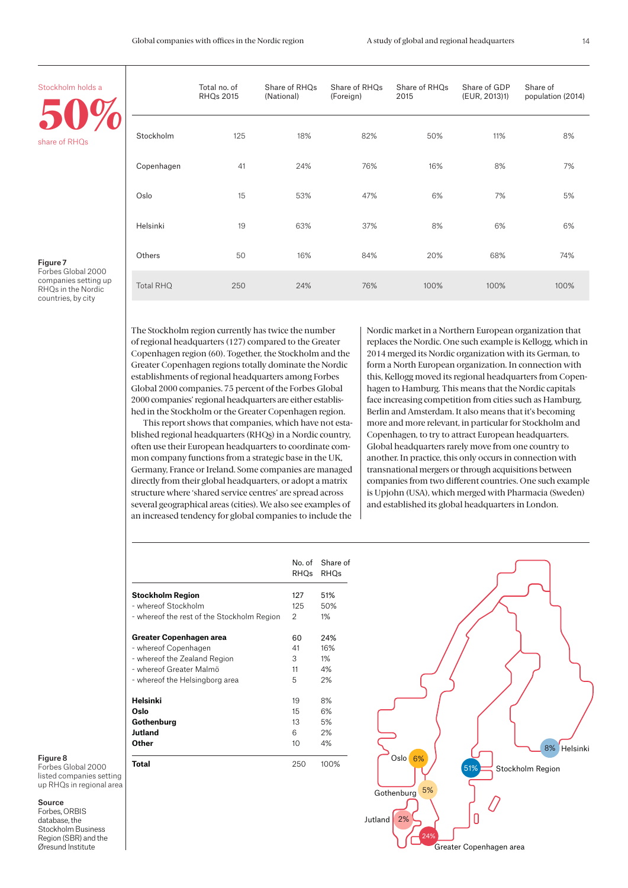Stockholm holds a **50%** share of RHQs

| | Total no. of RHQs 2015 | Share of RHQs (National) | Share of RHQs (Foreign) | Share of RHQs 2015 | Share of GDP (EUR, 2013)1) | Share of population (2014) |
|---|---|---|---|---|---|---|
| Stockholm | 125 | 18% | 82% | 50% | 11% | 8% |
| Copenhagen | 41 | 24% | 76% | 16% | 8% | 7% |
| Oslo | 15 | 53% | 47% | 6% | 7% | 5% |
| Helsinki | 19 | 63% | 37% | 8% | 6% | 6% |
| Others | 50 | 16% | 84% | 20% | 68% | 74% |
| Total RHQ | 250 | 24% | 76% | 100% | 100% | 100% |

**Figure 7**
Forbes Global 2000 companies setting up RHQs in the Nordic countries, by city

The Stockholm region currently has twice the number of regional headquarters (127) compared to the Greater Copenhagen region (60). Together, the Stockholm and the Greater Copenhagen regions totally dominate the Nordic establishments of regional headquarters among Forbes Global 2000 companies. 75 percent of the Forbes Global 2000 companies' regional headquarters are either established in the Stockholm or the Greater Copenhagen region.

This report shows that companies, which have not established regional headquarters (RHQs) in a Nordic country, often use their European headquarters to coordinate common company functions from a strategic base in the UK, Germany, France or Ireland. Some companies are managed directly from their global headquarters, or adopt a matrix structure where 'shared service centres' are spread across several geographical areas (cities). We also see examples of an increased tendency for global companies to include the Nordic market in a Northern European organization that replaces the Nordic. One such example is Kellogg, which in 2014 merged its Nordic organization with its German, to form a North European organization. In connection with this, Kellogg moved its regional headquarters from Copenhagen to Hamburg. This means that the Nordic capitals face increasing competition from cities such as Hamburg, Berlin and Amsterdam. It also means that it's becoming more and more relevant, in particular for Stockholm and Copenhagen, to try to attract European headquarters. Global headquarters rarely move from one country to another. In practice, this only occurs in connection with transnational mergers or through acquisitions between companies from two different countries. One such example is Upjohn (USA), which merged with Pharmacia (Sweden) and established its global headquarters in London.

| | No. of RHQs | Share of RHQs |
|---|---|---|
| **Stockholm Region** | 127 | 51% |
| - whereof Stockholm | 125 | 50% |
| - whereof the rest of the Stockholm Region | 2 | 1% |
| **Greater Copenhagen area** | 60 | 24% |
| - whereof Copenhagen | 41 | 16% |
| - whereof the Zealand Region | 3 | 1% |
| - whereof Greater Malmö | 11 | 4% |
| - whereof the Helsingborg area | 5 | 2% |
| **Helsinki** | 19 | 8% |
| **Oslo** | 15 | 6% |
| **Gothenburg** | 13 | 5% |
| **Jutland** | 6 | 2% |
| **Other** | 10 | 4% |
| **Total** | 250 | 100% |

Oslo 6% · Helsinki 8% · Stockholm Region 51% · Gothenburg 5% · Jutland 2% · Greater Copenhagen area 24%

**Figure 8**
Forbes Global 2000 listed companies setting up RHQs in regional area

**Source**
Forbes, ORBIS database, the Stockholm Business Region (SBR) and the Øresund Institute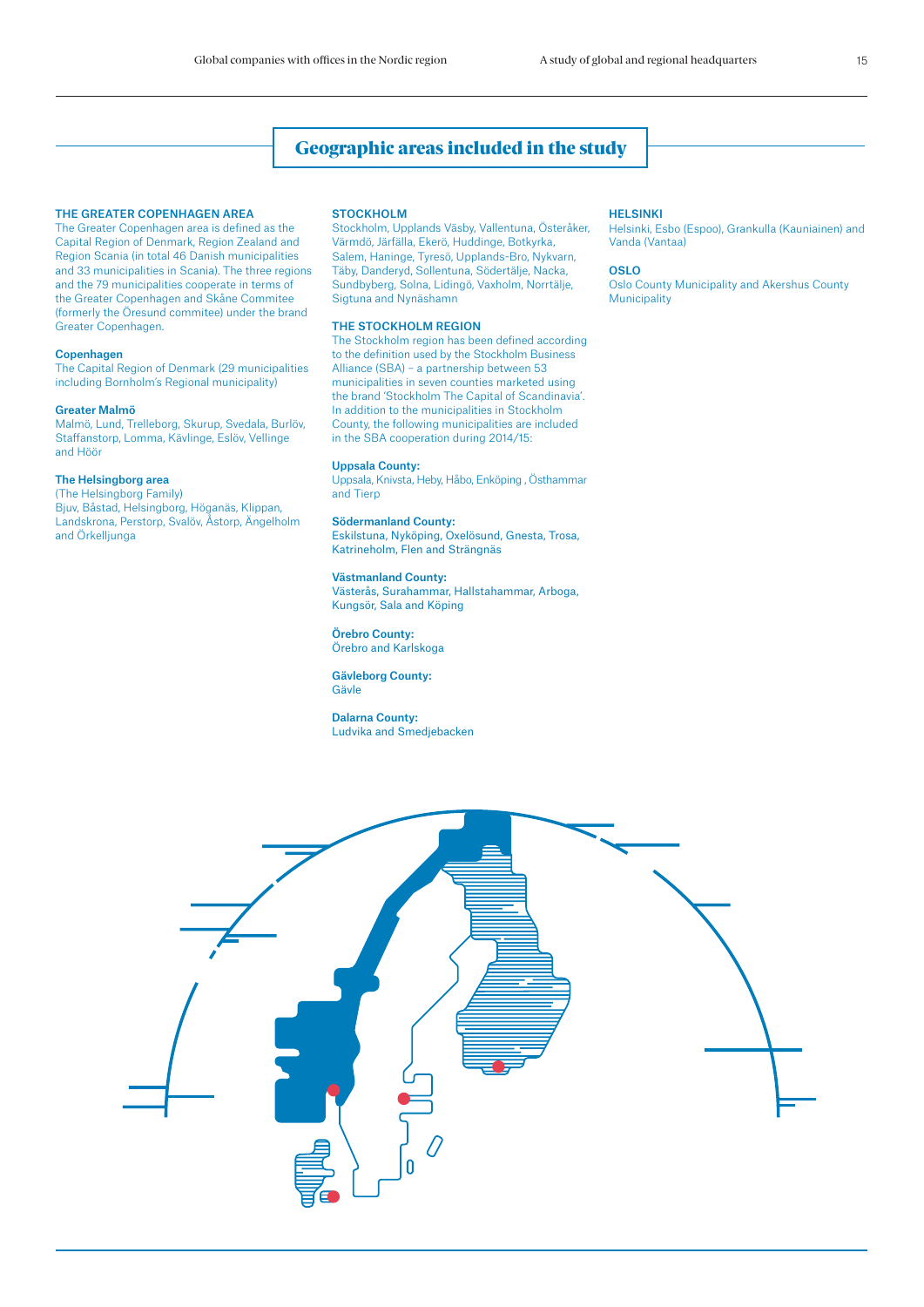## Geographic areas included in the study

### THE GREATER COPENHAGEN AREA

The Greater Copenhagen area is defined as the Capital Region of Denmark, Region Zealand and Region Scania (in total 46 Danish municipalities and 33 municipalities in Scania). The three regions and the 79 municipalities cooperate in terms of the Greater Copenhagen and Skåne Commitee (formerly the Öresund commitee) under the brand Greater Copenhagen.

**Copenhagen**
The Capital Region of Denmark (29 municipalities including Bornholm's Regional municipality)

**Greater Malmö**
Malmö, Lund, Trelleborg, Skurup, Svedala, Burlöv, Staffanstorp, Lomma, Kävlinge, Eslöv, Vellinge and Höör

**The Helsingborg area**
(The Helsingborg Family)
Bjuv, Båstad, Helsingborg, Höganäs, Klippan, Landskrona, Perstorp, Svalöv, Åstorp, Ängelholm and Örkelljunga

### STOCKHOLM

Stockholm, Upplands Väsby, Vallentuna, Österåker, Värmdö, Järfälla, Ekerö, Huddinge, Botkyrka, Salem, Haninge, Tyresö, Upplands-Bro, Nykvarn, Täby, Danderyd, Sollentuna, Södertälje, Nacka, Sundbyberg, Solna, Lidingö, Vaxholm, Norrtälje, Sigtuna and Nynäshamn

### THE STOCKHOLM REGION

The Stockholm region has been defined according to the definition used by the Stockholm Business Alliance (SBA) – a partnership between 53 municipalities in seven counties marketed using the brand 'Stockholm The Capital of Scandinavia'. In addition to the municipalities in Stockholm County, the following municipalities are included in the SBA cooperation during 2014/15:

**Uppsala County:**
Uppsala, Knivsta, Heby, Håbo, Enköping , Östhammar and Tierp

**Södermanland County:**
Eskilstuna, Nyköping, Oxelösund, Gnesta, Trosa, Katrineholm, Flen and Strängnäs

**Västmanland County:**
Västerås, Surahammar, Hallstahammar, Arboga, Kungsör, Sala and Köping

**Örebro County:**
Örebro and Karlskoga

**Gävleborg County:**
Gävle

**Dalarna County:**
Ludvika and Smedjebacken

### HELSINKI

Helsinki, Esbo (Espoo), Grankulla (Kauniainen) and Vanda (Vantaa)

### OSLO

Oslo County Municipality and Akershus County Municipality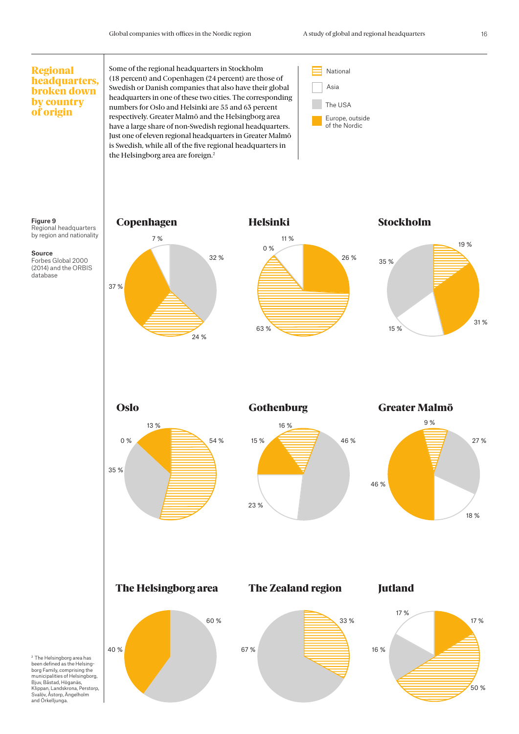## Regional headquarters, broken down by country of origin

Some of the regional headquarters in Stockholm (18 percent) and Copenhagen (24 percent) are those of Swedish or Danish companies that also have their global headquarters in one of these two cities. The corresponding numbers for Oslo and Helsinki are 55 and 63 percent respectively. Greater Malmö and the Helsingborg area have a large share of non-Swedish regional headquarters. Just one of eleven regional headquarters in Greater Malmö is Swedish, while all of the five regional headquarters in the Helsingborg area are foreign.[2]

- National
- Asia
- The USA
- Europe, outside of the Nordic

**Figure 9**
Regional headquarters by region and nationality

**Source**
Forbes Global 2000 (2014) and the ORBIS database

| Region | National | Asia | The USA | Europe, outside of the Nordic |
|---|---|---|---|---|
| Copenhagen | 24 % | 7 % | 32 % | 37 % |
| Helsinki | 63 % | 11 % | 0 % | 26 % |
| Stockholm | 19 % | 15 % | 35 % | 31 % |
| Oslo | 54 % | 0 % | 35 % | 13 % |
| Gothenburg | 16 % | 23 % | 46 % | 15 % |
| Greater Malmö | 9 % | 18 % | 27 % | 46 % |
| The Helsingborg area | | | 60 % | 40 % |
| The Zealand region | 33 % | | 67 % | |
| Jutland | 50 % | 17 % | 16 % | 17 % |

[2] The Helsingborg area has been defined as the Helsingborg Family, comprising the municipalities of Helsingborg, Bjuv, Båstad, Höganäs, Klippan, Landskrona, Perstorp, Svalöv, Åstorp, Ängelholm and Örkelljunga.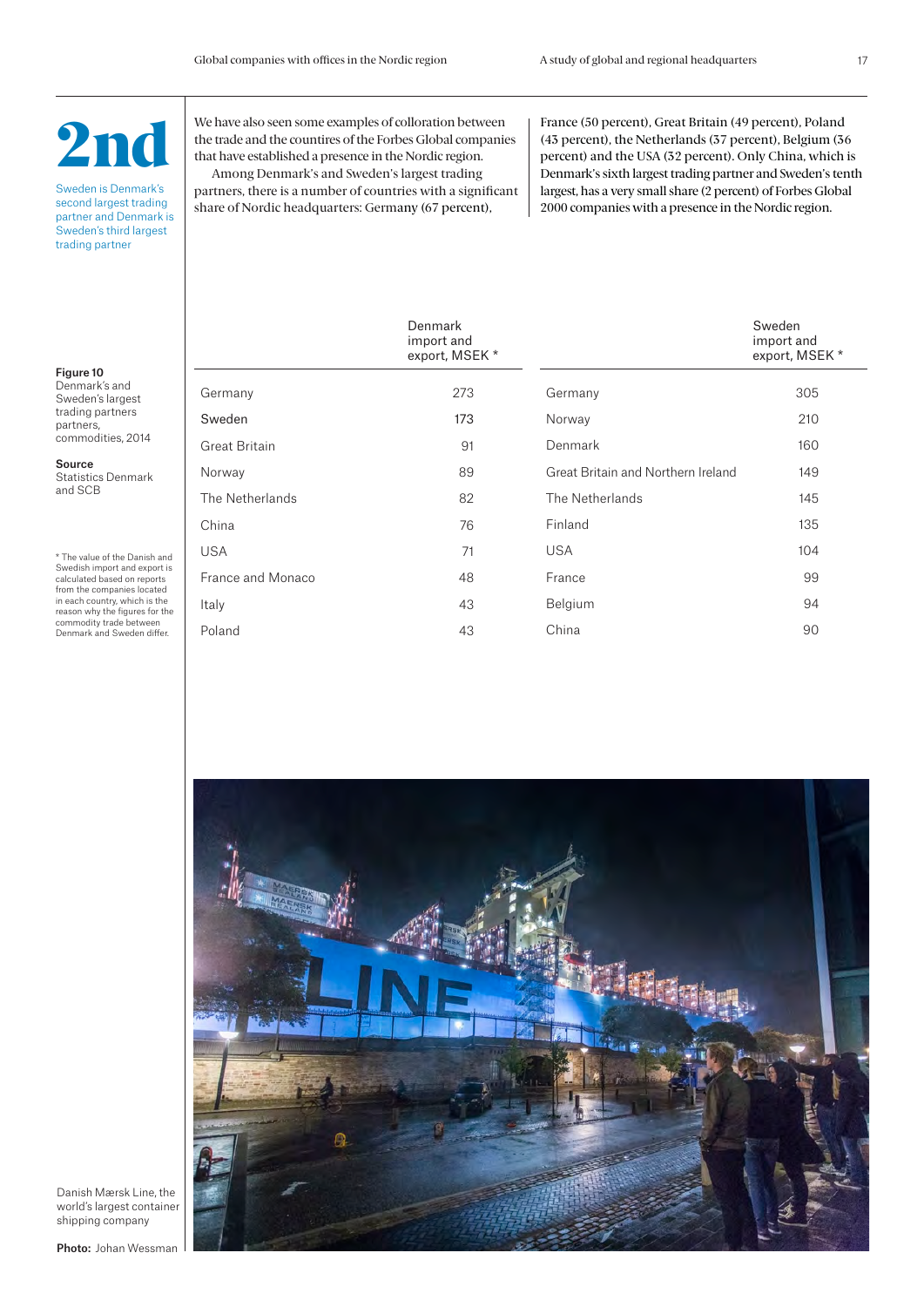# 2nd

Sweden is Denmark's second largest trading partner and Denmark is Sweden's third largest trading partner

We have also seen some examples of colloration between the trade and the countries of the Forbes Global companies that have established a presence in the Nordic region.

Among Denmark's and Sweden's largest trading partners, there is a number of countries with a significant share of Nordic headquarters: Germany (67 percent), France (50 percent), Great Britain (49 percent), Poland (43 percent), the Netherlands (37 percent), Belgium (36 percent) and the USA (32 percent). Only China, which is Denmark's sixth largest trading partner and Sweden's tenth largest, has a very small share (2 percent) of Forbes Global 2000 companies with a presence in the Nordic region.

**Figure 10**
Denmark's and Sweden's largest trading partners partners, commodities, 2014

**Source**
Statistics Denmark and SCB

| | Denmark import and export, MSEK * | | Sweden import and export, MSEK * |
|---|---|---|---|
| Germany | 273 | Germany | 305 |
| Sweden | 173 | Norway | 210 |
| Great Britain | 91 | Denmark | 160 |
| Norway | 89 | Great Britain and Northern Ireland | 149 |
| The Netherlands | 82 | The Netherlands | 145 |
| China | 76 | Finland | 135 |
| USA | 71 | USA | 104 |
| France and Monaco | 48 | France | 99 |
| Italy | 43 | Belgium | 94 |
| Poland | 43 | China | 90 |

* The value of the Danish and Swedish import and export is calculated based on reports from the companies located in each country, which is the reason why the figures for the commodity trade between Denmark and Sweden differ.

Danish Mærsk Line, the world's largest container shipping company

**Photo:** Johan Wessman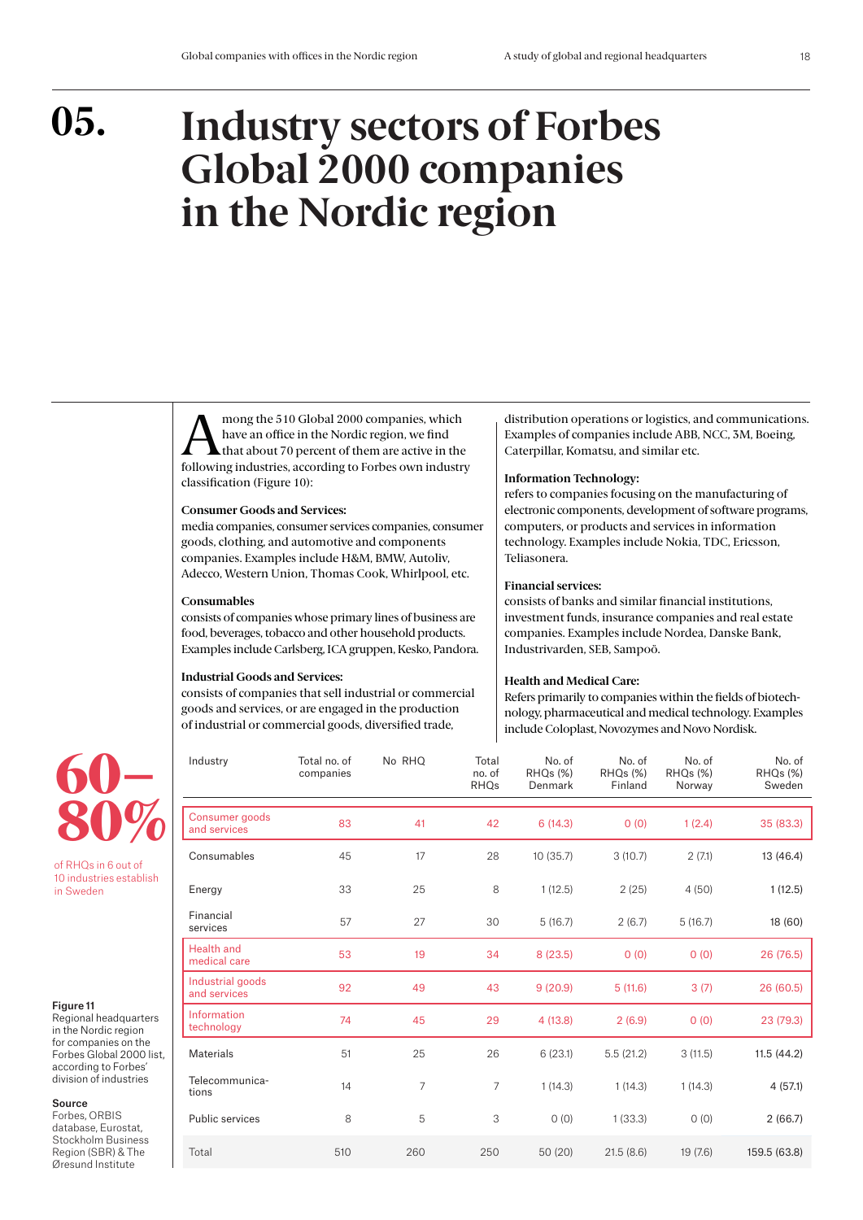# 05. Industry sectors of Forbes Global 2000 companies in the Nordic region

Among the 510 Global 2000 companies, which have an office in the Nordic region, we find that about 70 percent of them are active in the following industries, according to Forbes own industry classification (Figure 10):

**Consumer Goods and Services:**
media companies, consumer services companies, consumer goods, clothing, and automotive and components companies. Examples include H&M, BMW, Autoliv, Adecco, Western Union, Thomas Cook, Whirlpool, etc.

**Consumables**
consists of companies whose primary lines of business are food, beverages, tobacco and other household products. Examples include Carlsberg, ICA gruppen, Kesko, Pandora.

**Industrial Goods and Services:**
consists of companies that sell industrial or commercial goods and services, or are engaged in the production of industrial or commercial goods, diversified trade, distribution operations or logistics, and communications. Examples of companies include ABB, NCC, 3M, Boeing, Caterpillar, Komatsu, and similar etc.

**Information Technology:**
refers to companies focusing on the manufacturing of electronic components, development of software programs, computers, or products and services in information technology. Examples include Nokia, TDC, Ericsson, Teliasonera.

**Financial services:**
consists of banks and similar financial institutions, investment funds, insurance companies and real estate companies. Examples include Nordea, Danske Bank, Industrivarden, SEB, Sampoö.

**Health and Medical Care:**
Refers primarily to companies within the fields of biotechnology, pharmaceutical and medical technology. Examples include Coloplast, Novozymes and Novo Nordisk.

**60–80%**

of RHQs in 6 out of 10 industries establish in Sweden

| Industry | Total no. of companies | No RHQ | Total no. of RHQs | No. of RHQs (%) Denmark | No. of RHQs (%) Finland | No. of RHQs (%) Norway | No. of RHQs (%) Sweden |
|---|---|---|---|---|---|---|---|
| Consumer goods and services | 83 | 41 | 42 | 6 (14.3) | 0 (0) | 1 (2.4) | 35 (83.3) |
| Consumables | 45 | 17 | 28 | 10 (35.7) | 3 (10.7) | 2 (7.1) | 13 (46.4) |
| Energy | 33 | 25 | 8 | 1 (12.5) | 2 (25) | 4 (50) | 1 (12.5) |
| Financial services | 57 | 27 | 30 | 5 (16.7) | 2 (6.7) | 5 (16.7) | 18 (60) |
| Health and medical care | 53 | 19 | 34 | 8 (23.5) | 0 (0) | 0 (0) | 26 (76.5) |
| Industrial goods and services | 92 | 49 | 43 | 9 (20.9) | 5 (11.6) | 3 (7) | 26 (60.5) |
| Information technology | 74 | 45 | 29 | 4 (13.8) | 2 (6.9) | 0 (0) | 23 (79.3) |
| Materials | 51 | 25 | 26 | 6 (23.1) | 5.5 (21.2) | 3 (11.5) | 11.5 (44.2) |
| Telecommunications | 14 | 7 | 7 | 1 (14.3) | 1 (14.3) | 1 (14.3) | 4 (57.1) |
| Public services | 8 | 5 | 3 | 0 (0) | 1 (33.3) | 0 (0) | 2 (66.7) |
| Total | 510 | 260 | 250 | 50 (20) | 21.5 (8.6) | 19 (7.6) | 159.5 (63.8) |

**Figure 11**
Regional headquarters in the Nordic region for companies on the Forbes Global 2000 list, according to Forbes' division of industries

**Source**
Forbes, ORBIS database, Eurostat, Stockholm Business Region (SBR) & The Øresund Institute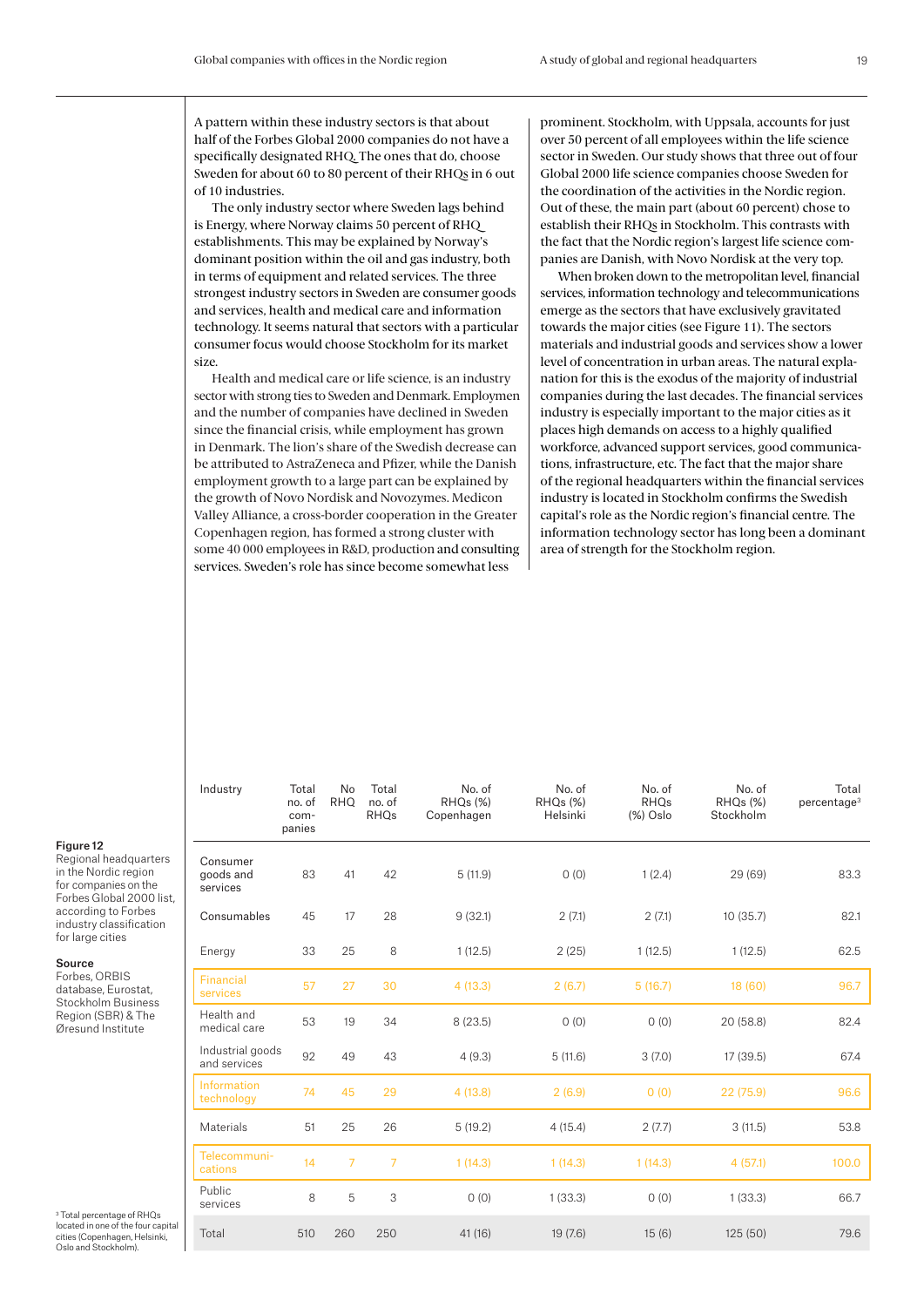A pattern within these industry sectors is that about half of the Forbes Global 2000 companies do not have a specifically designated RHQ. The ones that do, choose Sweden for about 60 to 80 percent of their RHQs in 6 out of 10 industries.

The only industry sector where Sweden lags behind is Energy, where Norway claims 50 percent of RHQ establishments. This may be explained by Norway's dominant position within the oil and gas industry, both in terms of equipment and related services. The three strongest industry sectors in Sweden are consumer goods and services, health and medical care and information technology. It seems natural that sectors with a particular consumer focus would choose Stockholm for its market size.

Health and medical care or life science, is an industry sector with strong ties to Sweden and Denmark. Employment and the number of companies have declined in Sweden since the financial crisis, while employment has grown in Denmark. The lion's share of the Swedish decrease can be attributed to AstraZeneca and Pfizer, while the Danish employment growth to a large part can be explained by the growth of Novo Nordisk and Novozymes. Medicon Valley Alliance, a cross-border cooperation in the Greater Copenhagen region, has formed a strong cluster with some 40 000 employees in R&D, production and consulting services. Sweden's role has since become somewhat less prominent. Stockholm, with Uppsala, accounts for just over 50 percent of all employees within the life science sector in Sweden. Our study shows that three out of four Global 2000 life science companies choose Sweden for the coordination of the activities in the Nordic region. Out of these, the main part (about 60 percent) chose to establish their RHQs in Stockholm. This contrasts with the fact that the Nordic region's largest life science companies are Danish, with Novo Nordisk at the very top.

When broken down to the metropolitan level, financial services, information technology and telecommunications emerge as the sectors that have exclusively gravitated towards the major cities (see Figure 11). The sectors materials and industrial goods and services show a lower level of concentration in urban areas. The natural explanation for this is the exodus of the majority of industrial companies during the last decades. The financial services industry is especially important to the major cities as it places high demands on access to a highly qualified workforce, advanced support services, good communications, infrastructure, etc. The fact that the major share of the regional headquarters within the financial services industry is located in Stockholm confirms the Swedish capital's role as the Nordic region's financial centre. The information technology sector has long been a dominant area of strength for the Stockholm region.

**Figure 12**
Regional headquarters in the Nordic region for companies on the Forbes Global 2000 list, according to Forbes industry classification for large cities

**Source**
Forbes, ORBIS database, Eurostat, Stockholm Business Region (SBR) & The Øresund Institute

| Industry | Total no. of companies | No RHQ | Total no. of RHQs | No. of RHQs (%) Copenhagen | No. of RHQs (%) Helsinki | No. of RHQs (%) Oslo | No. of RHQs (%) Stockholm | Total percentage[3] |
|---|---|---|---|---|---|---|---|---|
| Consumer goods and services | 83 | 41 | 42 | 5 (11.9) | 0 (0) | 1 (2.4) | 29 (69) | 83.3 |
| Consumables | 45 | 17 | 28 | 9 (32.1) | 2 (7.1) | 2 (7.1) | 10 (35.7) | 82.1 |
| Energy | 33 | 25 | 8 | 1 (12.5) | 2 (25) | 1 (12.5) | 1 (12.5) | 62.5 |
| Financial services | 57 | 27 | 30 | 4 (13.3) | 2 (6.7) | 5 (16.7) | 18 (60) | 96.7 |
| Health and medical care | 53 | 19 | 34 | 8 (23.5) | 0 (0) | 0 (0) | 20 (58.8) | 82.4 |
| Industrial goods and services | 92 | 49 | 43 | 4 (9.3) | 5 (11.6) | 3 (7.0) | 17 (39.5) | 67.4 |
| Information technology | 74 | 45 | 29 | 4 (13.8) | 2 (6.9) | 0 (0) | 22 (75.9) | 96.6 |
| Materials | 51 | 25 | 26 | 5 (19.2) | 4 (15.4) | 2 (7.7) | 3 (11.5) | 53.8 |
| Telecommunications | 14 | 7 | 7 | 1 (14.3) | 1 (14.3) | 1 (14.3) | 4 (57.1) | 100.0 |
| Public services | 8 | 5 | 3 | 0 (0) | 1 (33.3) | 0 (0) | 1 (33.3) | 66.7 |
| Total | 510 | 260 | 250 | 41 (16) | 19 (7.6) | 15 (6) | 125 (50) | 79.6 |

[3] Total percentage of RHQs located in one of the four capital cities (Copenhagen, Helsinki, Oslo and Stockholm).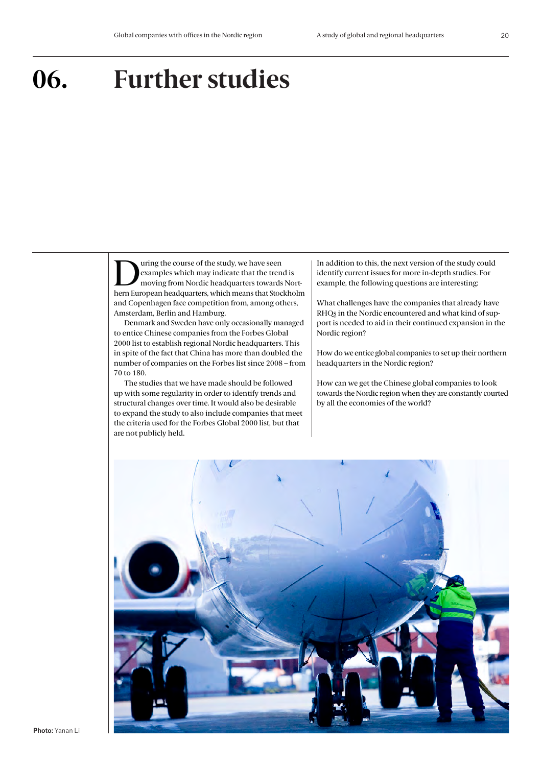# 06. Further studies

During the course of the study, we have seen examples which may indicate that the trend is moving from Nordic headquarters towards Northern European headquarters, which means that Stockholm and Copenhagen face competition from, among others, Amsterdam, Berlin and Hamburg.

Denmark and Sweden have only occasionally managed to entice Chinese companies from the Forbes Global 2000 list to establish regional Nordic headquarters. This in spite of the fact that China has more than doubled the number of companies on the Forbes list since 2008 – from 70 to 180.

The studies that we have made should be followed up with some regularity in order to identify trends and structural changes over time. It would also be desirable to expand the study to also include companies that meet the criteria used for the Forbes Global 2000 list, but that are not publicly held.

In addition to this, the next version of the study could identify current issues for more in-depth studies. For example, the following questions are interesting:

What challenges have the companies that already have RHQs in the Nordic encountered and what kind of support is needed to aid in their continued expansion in the Nordic region?

How do we entice global companies to set up their northern headquarters in the Nordic region?

How can we get the Chinese global companies to look towards the Nordic region when they are constantly courted by all the economies of the world?

**Photo:** Yanan Li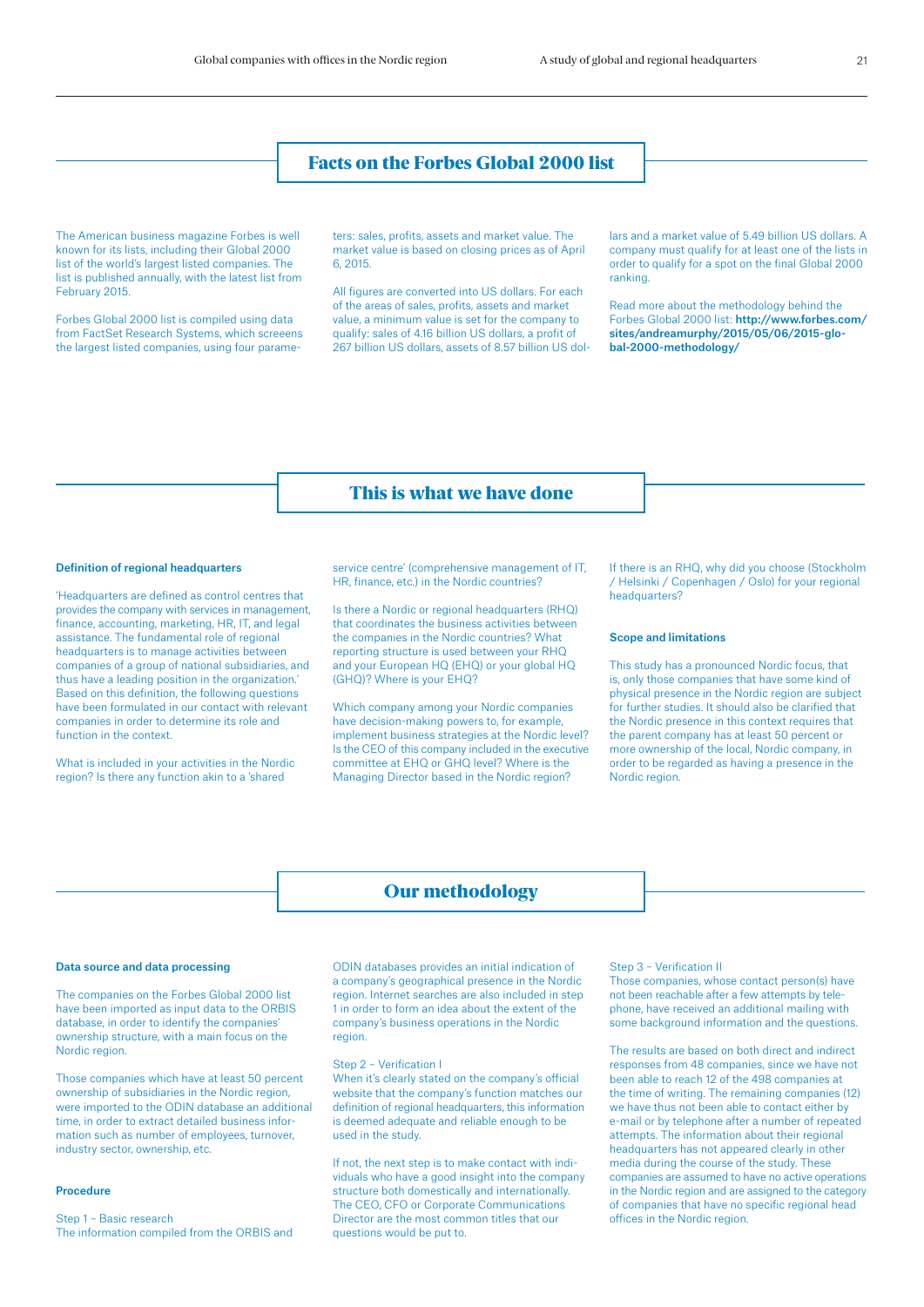## Facts on the Forbes Global 2000 list

The American business magazine Forbes is well known for its lists, including their Global 2000 list of the world's largest listed companies. The list is published annually, with the latest list from February 2015.

Forbes Global 2000 list is compiled using data from FactSet Research Systems, which screeens the largest listed companies, using four parameters: sales, profits, assets and market value. The market value is based on closing prices as of April 6, 2015.

All figures are converted into US dollars. For each of the areas of sales, profits, assets and market value, a minimum value is set for the company to qualify: sales of 4.16 billion US dollars, a profit of 267 billion US dollars, assets of 8.57 billion US dollars and a market value of 5.49 billion US dollars. A company must qualify for at least one of the lists in order to qualify for a spot on the final Global 2000 ranking.

Read more about the methodology behind the Forbes Global 2000 list: **http://www.forbes.com/sites/andreamurphy/2015/05/06/2015-global-2000-methodology/**

## This is what we have done

**Definition of regional headquarters**

'Headquarters are defined as control centres that provides the company with services in management, finance, accounting, marketing, HR, IT, and legal assistance. The fundamental role of regional headquarters is to manage activities between companies of a group of national subsidiaries, and thus have a leading position in the organization.' Based on this definition, the following questions have been formulated in our contact with relevant companies in order to determine its role and function in the context.

What is included in your activities in the Nordic region? Is there any function akin to a 'shared service centre' (comprehensive management of IT, HR, finance, etc.) in the Nordic countries?

Is there a Nordic or regional headquarters (RHQ) that coordinates the business activities between the companies in the Nordic countries? What reporting structure is used between your RHQ and your European HQ (EHQ) or your global HQ (GHQ)? Where is your EHQ?

Which company among your Nordic companies have decision-making powers to, for example, implement business strategies at the Nordic level? Is the CEO of this company included in the executive committee at EHQ or GHQ level? Where is the Managing Director based in the Nordic region?

If there is an RHQ, why did you choose (Stockholm / Helsinki / Copenhagen / Oslo) for your regional headquarters?

**Scope and limitations**

This study has a pronounced Nordic focus, that is, only those companies that have some kind of physical presence in the Nordic region are subject for further studies. It should also be clarified that the Nordic presence in this context requires that the parent company has at least 50 percent or more ownership of the local, Nordic company, in order to be regarded as having a presence in the Nordic region.

## Our methodology

**Data source and data processing**

The companies on the Forbes Global 2000 list have been imported as input data to the ORBIS database, in order to identify the companies' ownership structure, with a main focus on the Nordic region.

Those companies which have at least 50 percent ownership of subsidiaries in the Nordic region, were imported to the ODIN database an additional time, in order to extract detailed business information such as number of employees, turnover, industry sector, ownership, etc.

**Procedure**

Step 1 – Basic research
The information compiled from the ORBIS and ODIN databases provides an initial indication of a company's geographical presence in the Nordic region. Internet searches are also included in step 1 in order to form an idea about the extent of the company's business operations in the Nordic region.

Step 2 – Verification I
When it's clearly stated on the company's official website that the company's function matches our definition of regional headquarters, this information is deemed adequate and reliable enough to be used in the study.

If not, the next step is to make contact with individuals who have a good insight into the company structure both domestically and internationally. The CEO, CFO or Corporate Communications Director are the most common titles that our questions would be put to.

Step 3 – Verification II
Those companies, whose contact person(s) have not been reachable after a few attempts by telephone, have received an additional mailing with some background information and the questions.

The results are based on both direct and indirect responses from 48 companies, since we have not been able to reach 12 of the 498 companies at the time of writing. The remaining companies (12) we have thus not been able to contact either by e-mail or by telephone after a number of repeated attempts. The information about their regional headquarters has not appeared clearly in other media during the course of the study. These companies are assumed to have no active operations in the Nordic region and are assigned to the category of companies that have no specific regional head offices in the Nordic region.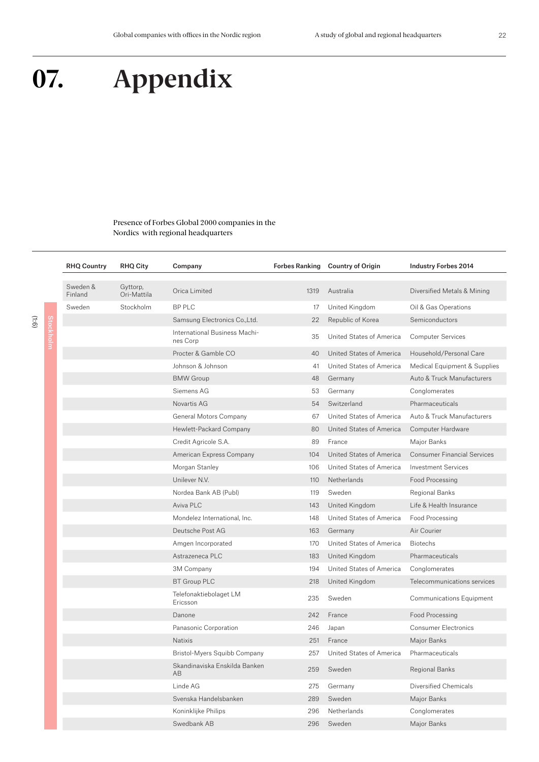# 07. Appendix

Presence of Forbes Global 2000 companies in the Nordics with regional headquarters

(1:6)

| RHQ Country | RHQ City | Company | Forbes Ranking | Country of Origin | Industry Forbes 2014 |
|---|---|---|---|---|---|
| Sweden & Finland | Gyttorp, Ori-Mattila | Orica Limited | 1319 | Australia | Diversified Metals & Mining |
| Sweden | Stockholm | BP PLC | 17 | United Kingdom | Oil & Gas Operations |
| | | Samsung Electronics Co.,Ltd. | 22 | Republic of Korea | Semiconductors |
| | | International Business Machines Corp | 35 | United States of America | Computer Services |
| | | Procter & Gamble CO | 40 | United States of America | Household/Personal Care |
| | | Johnson & Johnson | 41 | United States of America | Medical Equipment & Supplies |
| | | BMW Group | 48 | Germany | Auto & Truck Manufacturers |
| | | Siemens AG | 53 | Germany | Conglomerates |
| | | Novartis AG | 54 | Switzerland | Pharmaceuticals |
| | | General Motors Company | 67 | United States of America | Auto & Truck Manufacturers |
| | | Hewlett-Packard Company | 80 | United States of America | Computer Hardware |
| | | Credit Agricole S.A. | 89 | France | Major Banks |
| | | American Express Company | 104 | United States of America | Consumer Financial Services |
| | | Morgan Stanley | 106 | United States of America | Investment Services |
| | | Unilever N.V. | 110 | Netherlands | Food Processing |
| | | Nordea Bank AB (Publ) | 119 | Sweden | Regional Banks |
| | | Aviva PLC | 143 | United Kingdom | Life & Health Insurance |
| | | Mondelez International, Inc. | 148 | United States of America | Food Processing |
| | | Deutsche Post AG | 163 | Germany | Air Courier |
| | | Amgen Incorporated | 170 | United States of America | Biotechs |
| | | Astrazeneca PLC | 183 | United Kingdom | Pharmaceuticals |
| | | 3M Company | 194 | United States of America | Conglomerates |
| | | BT Group PLC | 218 | United Kingdom | Telecommunications services |
| | | Telefonaktiebolaget LM Ericsson | 235 | Sweden | Communications Equipment |
| | | Danone | 242 | France | Food Processing |
| | | Panasonic Corporation | 246 | Japan | Consumer Electronics |
| | | Natixis | 251 | France | Major Banks |
| | | Bristol-Myers Squibb Company | 257 | United States of America | Pharmaceuticals |
| | | Skandinaviska Enskilda Banken AB | 259 | Sweden | Regional Banks |
| | | Linde AG | 275 | Germany | Diversified Chemicals |
| | | Svenska Handelsbanken | 289 | Sweden | Major Banks |
| | | Koninklijke Philips | 296 | Netherlands | Conglomerates |
| | | Swedbank AB | 296 | Sweden | Major Banks |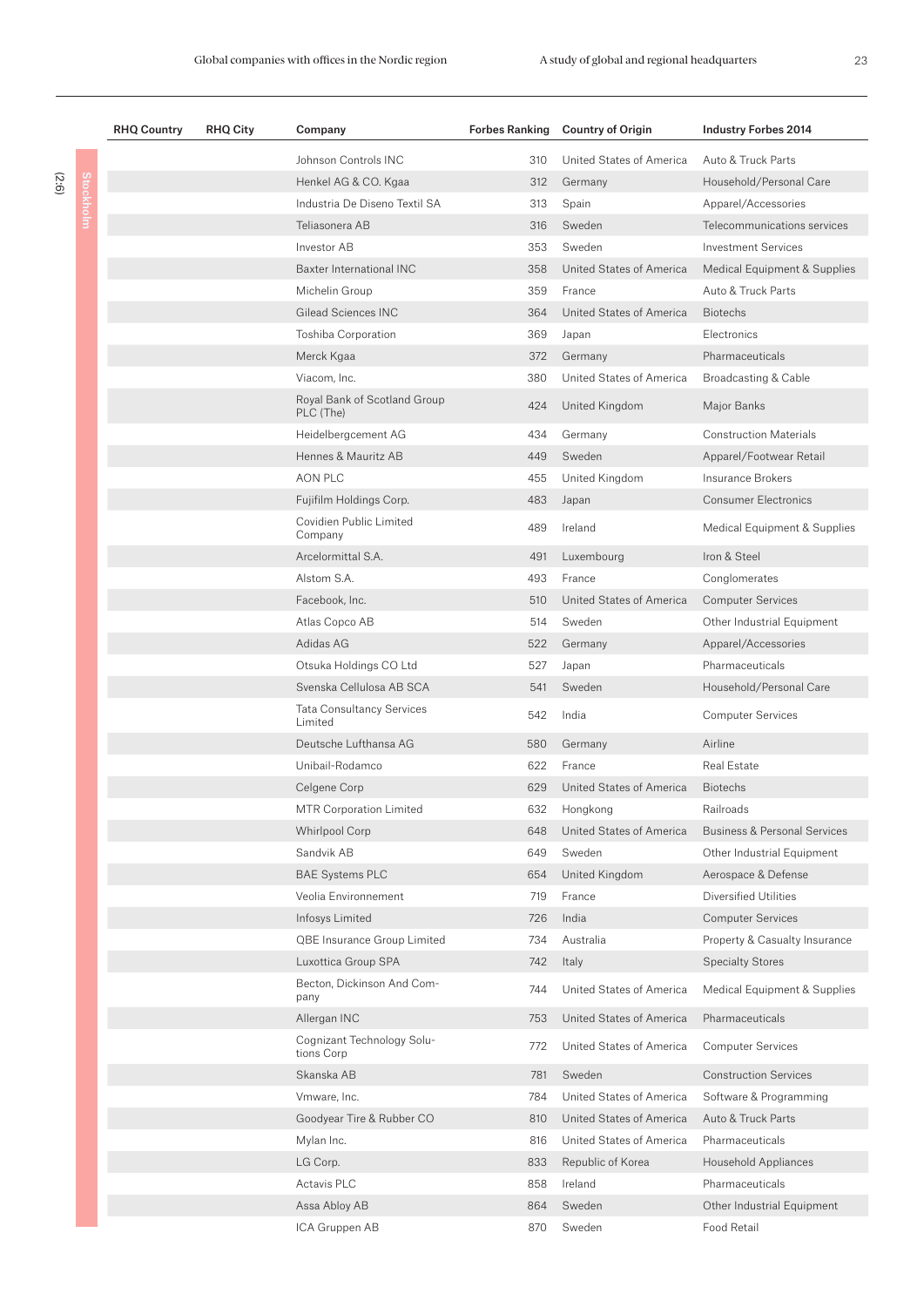(2:6)

| RHQ Country | RHQ City | Company | Forbes Ranking | Country of Origin | Industry Forbes 2014 |
|---|---|---|---|---|---|
| | Stockholm | Johnson Controls INC | 310 | United States of America | Auto & Truck Parts |
| | | Henkel AG & CO. Kgaa | 312 | Germany | Household/Personal Care |
| | | Industria De Diseno Textil SA | 313 | Spain | Apparel/Accessories |
| | | Teliasonera AB | 316 | Sweden | Telecommunications services |
| | | Investor AB | 353 | Sweden | Investment Services |
| | | Baxter International INC | 358 | United States of America | Medical Equipment & Supplies |
| | | Michelin Group | 359 | France | Auto & Truck Parts |
| | | Gilead Sciences INC | 364 | United States of America | Biotechs |
| | | Toshiba Corporation | 369 | Japan | Electronics |
| | | Merck Kgaa | 372 | Germany | Pharmaceuticals |
| | | Viacom, Inc. | 380 | United States of America | Broadcasting & Cable |
| | | Royal Bank of Scotland Group PLC (The) | 424 | United Kingdom | Major Banks |
| | | Heidelbergcement AG | 434 | Germany | Construction Materials |
| | | Hennes & Mauritz AB | 449 | Sweden | Apparel/Footwear Retail |
| | | AON PLC | 455 | United Kingdom | Insurance Brokers |
| | | Fujifilm Holdings Corp. | 483 | Japan | Consumer Electronics |
| | | Covidien Public Limited Company | 489 | Ireland | Medical Equipment & Supplies |
| | | Arcelormittal S.A. | 491 | Luxembourg | Iron & Steel |
| | | Alstom S.A. | 493 | France | Conglomerates |
| | | Facebook, Inc. | 510 | United States of America | Computer Services |
| | | Atlas Copco AB | 514 | Sweden | Other Industrial Equipment |
| | | Adidas AG | 522 | Germany | Apparel/Accessories |
| | | Otsuka Holdings CO Ltd | 527 | Japan | Pharmaceuticals |
| | | Svenska Cellulosa AB SCA | 541 | Sweden | Household/Personal Care |
| | | Tata Consultancy Services Limited | 542 | India | Computer Services |
| | | Deutsche Lufthansa AG | 580 | Germany | Airline |
| | | Unibail-Rodamco | 622 | France | Real Estate |
| | | Celgene Corp | 629 | United States of America | Biotechs |
| | | MTR Corporation Limited | 632 | Hongkong | Railroads |
| | | Whirlpool Corp | 648 | United States of America | Business & Personal Services |
| | | Sandvik AB | 649 | Sweden | Other Industrial Equipment |
| | | BAE Systems PLC | 654 | United Kingdom | Aerospace & Defense |
| | | Veolia Environnement | 719 | France | Diversified Utilities |
| | | Infosys Limited | 726 | India | Computer Services |
| | | QBE Insurance Group Limited | 734 | Australia | Property & Casualty Insurance |
| | | Luxottica Group SPA | 742 | Italy | Specialty Stores |
| | | Becton, Dickinson And Company | 744 | United States of America | Medical Equipment & Supplies |
| | | Allergan INC | 753 | United States of America | Pharmaceuticals |
| | | Cognizant Technology Solutions Corp | 772 | United States of America | Computer Services |
| | | Skanska AB | 781 | Sweden | Construction Services |
| | | Vmware, Inc. | 784 | United States of America | Software & Programming |
| | | Goodyear Tire & Rubber CO | 810 | United States of America | Auto & Truck Parts |
| | | Mylan Inc. | 816 | United States of America | Pharmaceuticals |
| | | LG Corp. | 833 | Republic of Korea | Household Appliances |
| | | Actavis PLC | 858 | Ireland | Pharmaceuticals |
| | | Assa Abloy AB | 864 | Sweden | Other Industrial Equipment |
| | | ICA Gruppen AB | 870 | Sweden | Food Retail |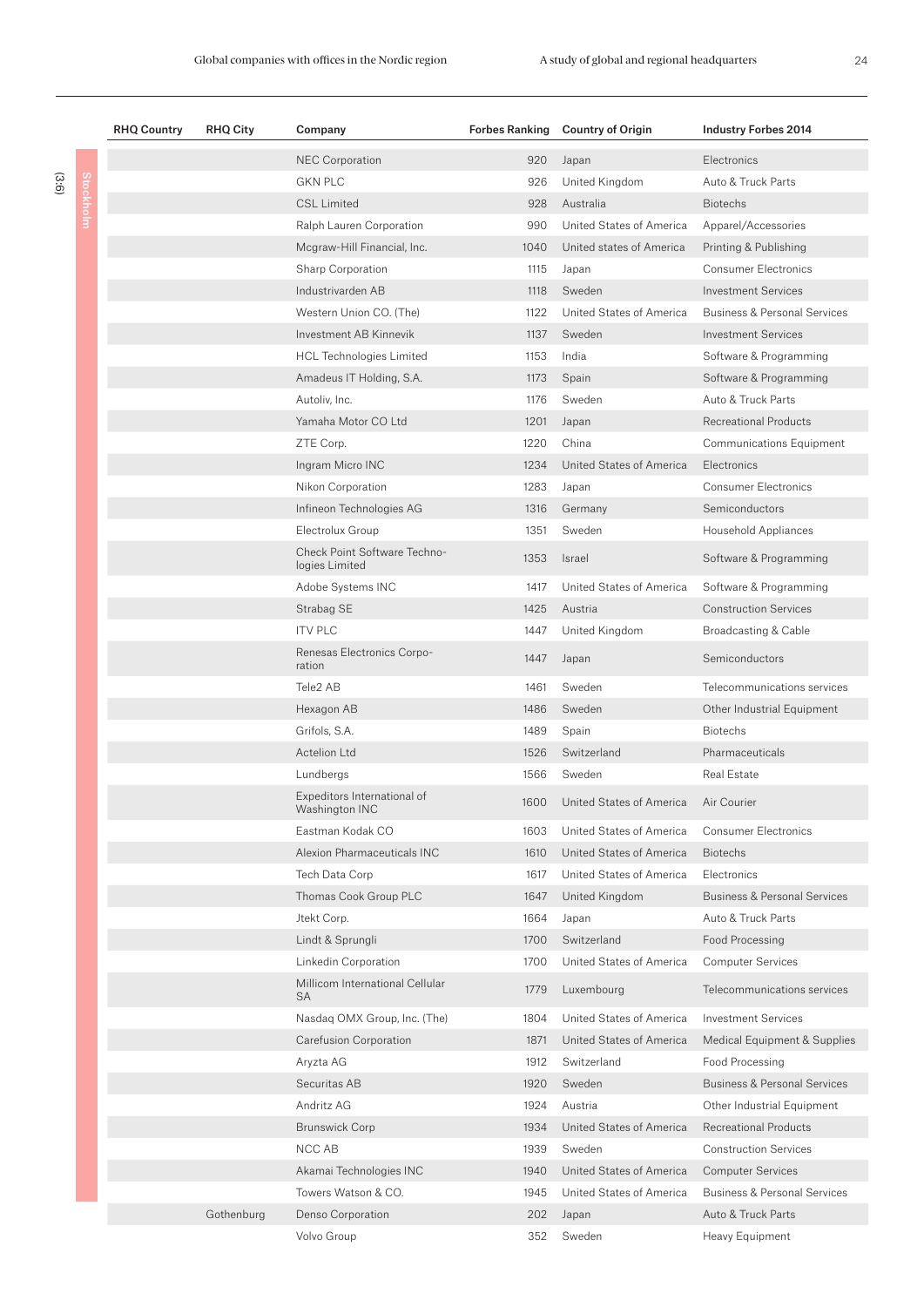| RHQ Country | RHQ City | Company | Forbes Ranking | Country of Origin | Industry Forbes 2014 |
|---|---|---|---|---|---|
| | Stockholm | NEC Corporation | 920 | Japan | Electronics |
| | | GKN PLC | 926 | United Kingdom | Auto & Truck Parts |
| | | CSL Limited | 928 | Australia | Biotechs |
| | | Ralph Lauren Corporation | 990 | United States of America | Apparel/Accessories |
| | | Mcgraw-Hill Financial, Inc. | 1040 | United states of America | Printing & Publishing |
| | | Sharp Corporation | 1115 | Japan | Consumer Electronics |
| | | Industrivarden AB | 1118 | Sweden | Investment Services |
| | | Western Union CO. (The) | 1122 | United States of America | Business & Personal Services |
| | | Investment AB Kinnevik | 1137 | Sweden | Investment Services |
| | | HCL Technologies Limited | 1153 | India | Software & Programming |
| | | Amadeus IT Holding, S.A. | 1173 | Spain | Software & Programming |
| | | Autoliv, Inc. | 1176 | Sweden | Auto & Truck Parts |
| | | Yamaha Motor CO Ltd | 1201 | Japan | Recreational Products |
| | | ZTE Corp. | 1220 | China | Communications Equipment |
| | | Ingram Micro INC | 1234 | United States of America | Electronics |
| | | Nikon Corporation | 1283 | Japan | Consumer Electronics |
| | | Infineon Technologies AG | 1316 | Germany | Semiconductors |
| | | Electrolux Group | 1351 | Sweden | Household Appliances |
| | | Check Point Software Technologies Limited | 1353 | Israel | Software & Programming |
| | | Adobe Systems INC | 1417 | United States of America | Software & Programming |
| | | Strabag SE | 1425 | Austria | Construction Services |
| | | ITV PLC | 1447 | United Kingdom | Broadcasting & Cable |
| | | Renesas Electronics Corporation | 1447 | Japan | Semiconductors |
| | | Tele2 AB | 1461 | Sweden | Telecommunications services |
| | | Hexagon AB | 1486 | Sweden | Other Industrial Equipment |
| | | Grifols, S.A. | 1489 | Spain | Biotechs |
| | | Actelion Ltd | 1526 | Switzerland | Pharmaceuticals |
| | | Lundbergs | 1566 | Sweden | Real Estate |
| | | Expeditors International of Washington INC | 1600 | United States of America | Air Courier |
| | | Eastman Kodak CO | 1603 | United States of America | Consumer Electronics |
| | | Alexion Pharmaceuticals INC | 1610 | United States of America | Biotechs |
| | | Tech Data Corp | 1617 | United States of America | Electronics |
| | | Thomas Cook Group PLC | 1647 | United Kingdom | Business & Personal Services |
| | | Jtekt Corp. | 1664 | Japan | Auto & Truck Parts |
| | | Lindt & Sprungli | 1700 | Switzerland | Food Processing |
| | | Linkedin Corporation | 1700 | United States of America | Computer Services |
| | | Millicom International Cellular SA | 1779 | Luxembourg | Telecommunications services |
| | | Nasdaq OMX Group, Inc. (The) | 1804 | United States of America | Investment Services |
| | | Carefusion Corporation | 1871 | United States of America | Medical Equipment & Supplies |
| | | Aryzta AG | 1912 | Switzerland | Food Processing |
| | | Securitas AB | 1920 | Sweden | Business & Personal Services |
| | | Andritz AG | 1924 | Austria | Other Industrial Equipment |
| | | Brunswick Corp | 1934 | United States of America | Recreational Products |
| | | NCC AB | 1939 | Sweden | Construction Services |
| | | Akamai Technologies INC | 1940 | United States of America | Computer Services |
| | | Towers Watson & CO. | 1945 | United States of America | Business & Personal Services |
| | Gothenburg | Denso Corporation | 202 | Japan | Auto & Truck Parts |
| | | Volvo Group | 352 | Sweden | Heavy Equipment |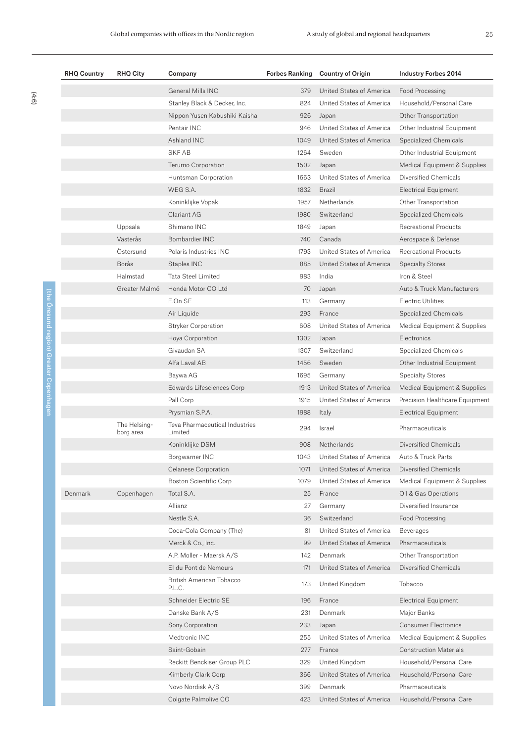(4:6)

(the Öresund region) Greater Copenhagen

| RHQ Country | RHQ City | Company | Forbes Ranking | Country of Origin | Industry Forbes 2014 |
|---|---|---|---|---|---|
| | | General Mills INC | 379 | United States of America | Food Processing |
| | | Stanley Black & Decker, Inc. | 824 | United States of America | Household/Personal Care |
| | | Nippon Yusen Kabushiki Kaisha | 926 | Japan | Other Transportation |
| | | Pentair INC | 946 | United States of America | Other Industrial Equipment |
| | | Ashland INC | 1049 | United States of America | Specialized Chemicals |
| | | SKF AB | 1264 | Sweden | Other Industrial Equipment |
| | | Terumo Corporation | 1502 | Japan | Medical Equipment & Supplies |
| | | Huntsman Corporation | 1663 | United States of America | Diversified Chemicals |
| | | WEG S.A. | 1832 | Brazil | Electrical Equipment |
| | | Koninklijke Vopak | 1957 | Netherlands | Other Transportation |
| | | Clariant AG | 1980 | Switzerland | Specialized Chemicals |
| | Uppsala | Shimano INC | 1849 | Japan | Recreational Products |
| | Västerås | Bombardier INC | 740 | Canada | Aerospace & Defense |
| | Östersund | Polaris Industries INC | 1793 | United States of America | Recreational Products |
| | Borås | Staples INC | 885 | United States of America | Specialty Stores |
| | Halmstad | Tata Steel Limited | 983 | India | Iron & Steel |
| | Greater Malmö | Honda Motor CO Ltd | 70 | Japan | Auto & Truck Manufacturers |
| | | E.On SE | 113 | Germany | Electric Utilities |
| | | Air Liquide | 293 | France | Specialized Chemicals |
| | | Stryker Corporation | 608 | United States of America | Medical Equipment & Supplies |
| | | Hoya Corporation | 1302 | Japan | Electronics |
| | | Givaudan SA | 1307 | Switzerland | Specialized Chemicals |
| | | Alfa Laval AB | 1456 | Sweden | Other Industrial Equipment |
| | | Baywa AG | 1695 | Germany | Specialty Stores |
| | | Edwards Lifesciences Corp | 1913 | United States of America | Medical Equipment & Supplies |
| | | Pall Corp | 1915 | United States of America | Precision Healthcare Equipment |
| | | Prysmian S.P.A. | 1988 | Italy | Electrical Equipment |
| | The Helsingborg area | Teva Pharmaceutical Industries Limited | 294 | Israel | Pharmaceuticals |
| | | Koninklijke DSM | 908 | Netherlands | Diversified Chemicals |
| | | Borgwarner INC | 1043 | United States of America | Auto & Truck Parts |
| | | Celanese Corporation | 1071 | United States of America | Diversified Chemicals |
| | | Boston Scientific Corp | 1079 | United States of America | Medical Equipment & Supplies |
| Denmark | Copenhagen | Total S.A. | 25 | France | Oil & Gas Operations |
| | | Allianz | 27 | Germany | Diversified Insurance |
| | | Nestle S.A. | 36 | Switzerland | Food Processing |
| | | Coca-Cola Company (The) | 81 | United States of America | Beverages |
| | | Merck & Co., Inc. | 99 | United States of America | Pharmaceuticals |
| | | A.P. Moller - Maersk A/S | 142 | Denmark | Other Transportation |
| | | EI du Pont de Nemours | 171 | United States of America | Diversified Chemicals |
| | | British American Tobacco P.L.C. | 173 | United Kingdom | Tobacco |
| | | Schneider Electric SE | 196 | France | Electrical Equipment |
| | | Danske Bank A/S | 231 | Denmark | Major Banks |
| | | Sony Corporation | 233 | Japan | Consumer Electronics |
| | | Medtronic INC | 255 | United States of America | Medical Equipment & Supplies |
| | | Saint-Gobain | 277 | France | Construction Materials |
| | | Reckitt Benckiser Group PLC | 329 | United Kingdom | Household/Personal Care |
| | | Kimberly Clark Corp | 366 | United States of America | Household/Personal Care |
| | | Novo Nordisk A/S | 399 | Denmark | Pharmaceuticals |
| | | Colgate Palmolive CO | 423 | United States of America | Household/Personal Care |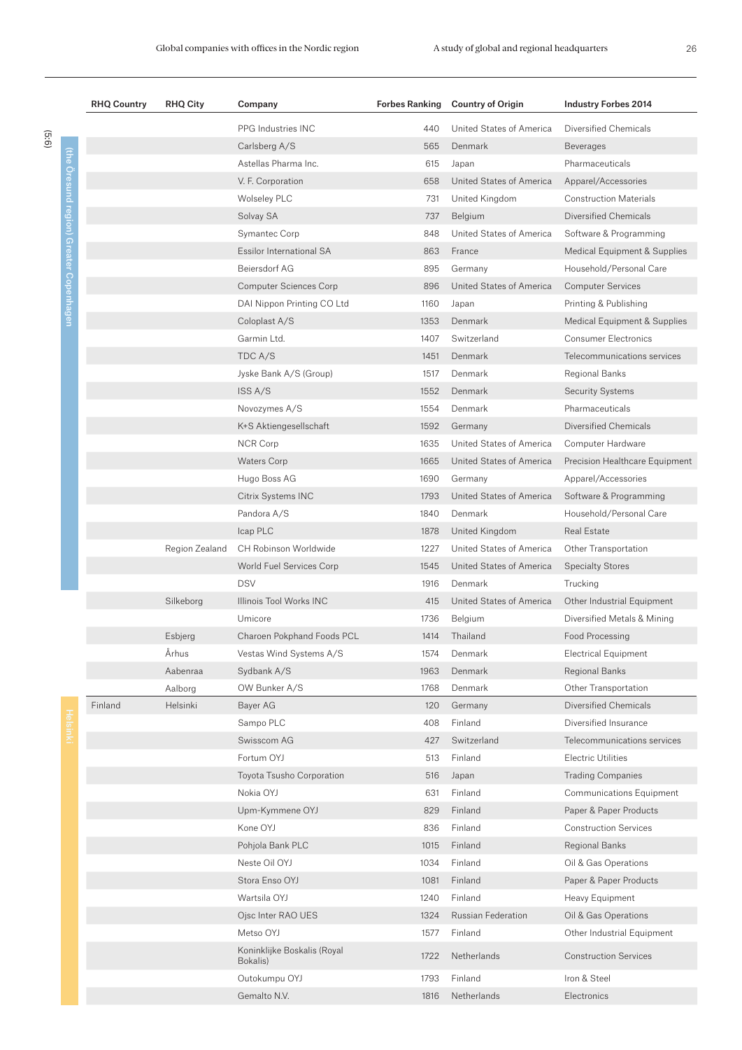| RHQ Country | RHQ City | Company | Forbes Ranking | Country of Origin | Industry Forbes 2014 |
|---|---|---|---|---|---|
| | | PPG Industries INC | 440 | United States of America | Diversified Chemicals |
| | | Carlsberg A/S | 565 | Denmark | Beverages |
| | | Astellas Pharma Inc. | 615 | Japan | Pharmaceuticals |
| | | V. F. Corporation | 658 | United States of America | Apparel/Accessories |
| | | Wolseley PLC | 731 | United Kingdom | Construction Materials |
| | | Solvay SA | 737 | Belgium | Diversified Chemicals |
| | | Symantec Corp | 848 | United States of America | Software & Programming |
| | | Essilor International SA | 863 | France | Medical Equipment & Supplies |
| | | Beiersdorf AG | 895 | Germany | Household/Personal Care |
| | | Computer Sciences Corp | 896 | United States of America | Computer Services |
| | | DAI Nippon Printing CO Ltd | 1160 | Japan | Printing & Publishing |
| | | Coloplast A/S | 1353 | Denmark | Medical Equipment & Supplies |
| | | Garmin Ltd. | 1407 | Switzerland | Consumer Electronics |
| | | TDC A/S | 1451 | Denmark | Telecommunications services |
| | | Jyske Bank A/S (Group) | 1517 | Denmark | Regional Banks |
| | | ISS A/S | 1552 | Denmark | Security Systems |
| | | Novozymes A/S | 1554 | Denmark | Pharmaceuticals |
| | | K+S Aktiengesellschaft | 1592 | Germany | Diversified Chemicals |
| | | NCR Corp | 1635 | United States of America | Computer Hardware |
| | | Waters Corp | 1665 | United States of America | Precision Healthcare Equipment |
| | | Hugo Boss AG | 1690 | Germany | Apparel/Accessories |
| | | Citrix Systems INC | 1793 | United States of America | Software & Programming |
| | | Pandora A/S | 1840 | Denmark | Household/Personal Care |
| | | Icap PLC | 1878 | United Kingdom | Real Estate |
| | Region Zealand | CH Robinson Worldwide | 1227 | United States of America | Other Transportation |
| | | World Fuel Services Corp | 1545 | United States of America | Specialty Stores |
| | | DSV | 1916 | Denmark | Trucking |
| | Silkeborg | Illinois Tool Works INC | 415 | United States of America | Other Industrial Equipment |
| | | Umicore | 1736 | Belgium | Diversified Metals & Mining |
| | Esbjerg | Charoen Pokphand Foods PCL | 1414 | Thailand | Food Processing |
| | Århus | Vestas Wind Systems A/S | 1574 | Denmark | Electrical Equipment |
| | Aabenraa | Sydbank A/S | 1963 | Denmark | Regional Banks |
| | Aalborg | OW Bunker A/S | 1768 | Denmark | Other Transportation |
| Finland | Helsinki | Bayer AG | 120 | Germany | Diversified Chemicals |
| | | Sampo PLC | 408 | Finland | Diversified Insurance |
| | | Swisscom AG | 427 | Switzerland | Telecommunications services |
| | | Fortum OYJ | 513 | Finland | Electric Utilities |
| | | Toyota Tsusho Corporation | 516 | Japan | Trading Companies |
| | | Nokia OYJ | 631 | Finland | Communications Equipment |
| | | Upm-Kymmene OYJ | 829 | Finland | Paper & Paper Products |
| | | Kone OYJ | 836 | Finland | Construction Services |
| | | Pohjola Bank PLC | 1015 | Finland | Regional Banks |
| | | Neste Oil OYJ | 1034 | Finland | Oil & Gas Operations |
| | | Stora Enso OYJ | 1081 | Finland | Paper & Paper Products |
| | | Wartsila OYJ | 1240 | Finland | Heavy Equipment |
| | | Ojsc Inter RAO UES | 1324 | Russian Federation | Oil & Gas Operations |
| | | Metso OYJ | 1577 | Finland | Other Industrial Equipment |
| | | Koninklijke Boskalis (Royal Bokalis) | 1722 | Netherlands | Construction Services |
| | | Outokumpu OYJ | 1793 | Finland | Iron & Steel |
| | | Gemalto N.V. | 1816 | Netherlands | Electronics |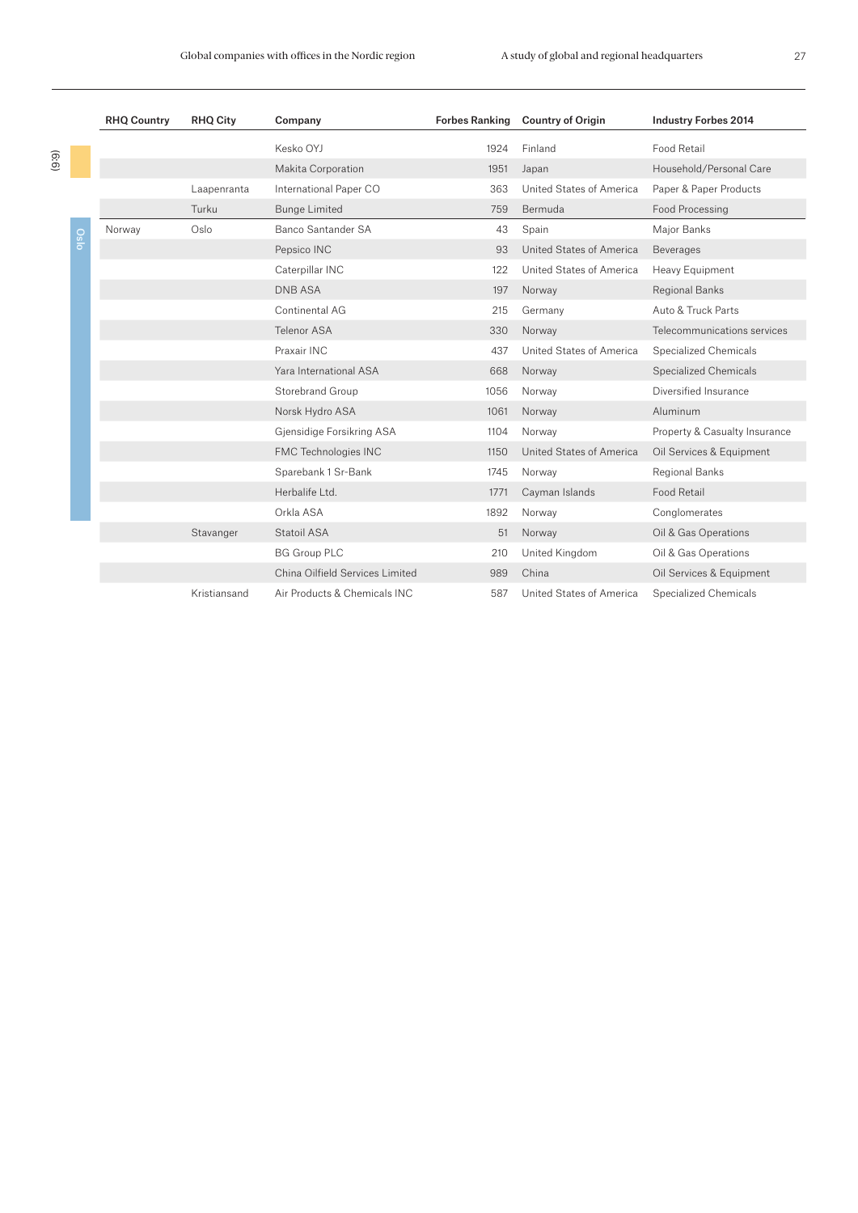| RHQ Country | RHQ City | Company | Forbes Ranking | Country of Origin | Industry Forbes 2014 |
|---|---|---|---|---|---|
| | | Kesko OYJ | 1924 | Finland | Food Retail |
| | | Makita Corporation | 1951 | Japan | Household/Personal Care |
| | Laapenranta | International Paper CO | 363 | United States of America | Paper & Paper Products |
| | Turku | Bunge Limited | 759 | Bermuda | Food Processing |
| Norway | Oslo | Banco Santander SA | 43 | Spain | Major Banks |
| | | Pepsico INC | 93 | United States of America | Beverages |
| | | Caterpillar INC | 122 | United States of America | Heavy Equipment |
| | | DNB ASA | 197 | Norway | Regional Banks |
| | | Continental AG | 215 | Germany | Auto & Truck Parts |
| | | Telenor ASA | 330 | Norway | Telecommunications services |
| | | Praxair INC | 437 | United States of America | Specialized Chemicals |
| | | Yara International ASA | 668 | Norway | Specialized Chemicals |
| | | Storebrand Group | 1056 | Norway | Diversified Insurance |
| | | Norsk Hydro ASA | 1061 | Norway | Aluminum |
| | | Gjensidige Forsikring ASA | 1104 | Norway | Property & Casualty Insurance |
| | | FMC Technologies INC | 1150 | United States of America | Oil Services & Equipment |
| | | Sparebank 1 Sr-Bank | 1745 | Norway | Regional Banks |
| | | Herbalife Ltd. | 1771 | Cayman Islands | Food Retail |
| | | Orkla ASA | 1892 | Norway | Conglomerates |
| | Stavanger | Statoil ASA | 51 | Norway | Oil & Gas Operations |
| | | BG Group PLC | 210 | United Kingdom | Oil & Gas Operations |
| | | China Oilfield Services Limited | 989 | China | Oil Services & Equipment |
| | Kristiansand | Air Products & Chemicals INC | 587 | United States of America | Specialized Chemicals |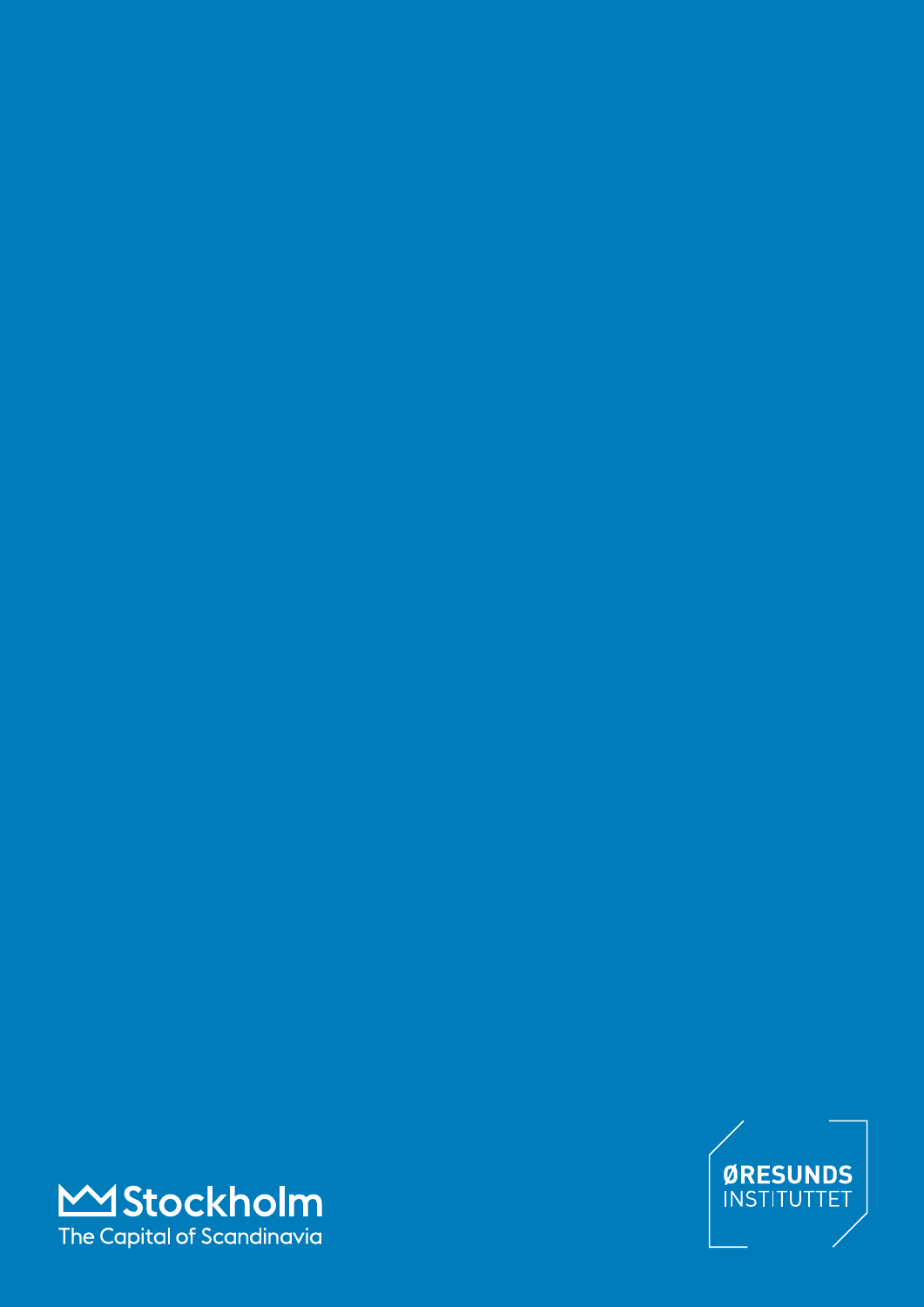Stockholm
The Capital of Scandinavia

ØRESUNDS
INSTITUTTET